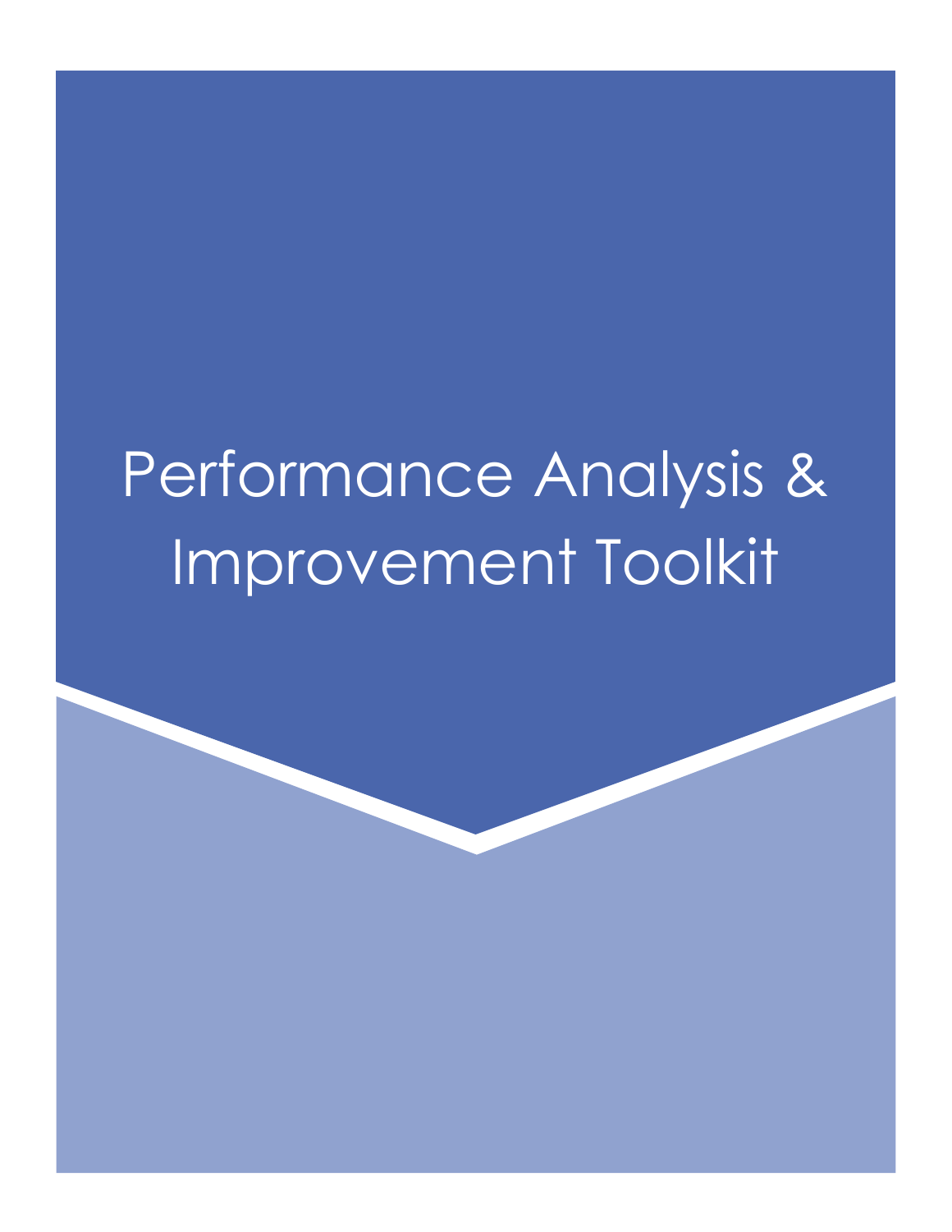# Performance Analysis & Improvement Toolkit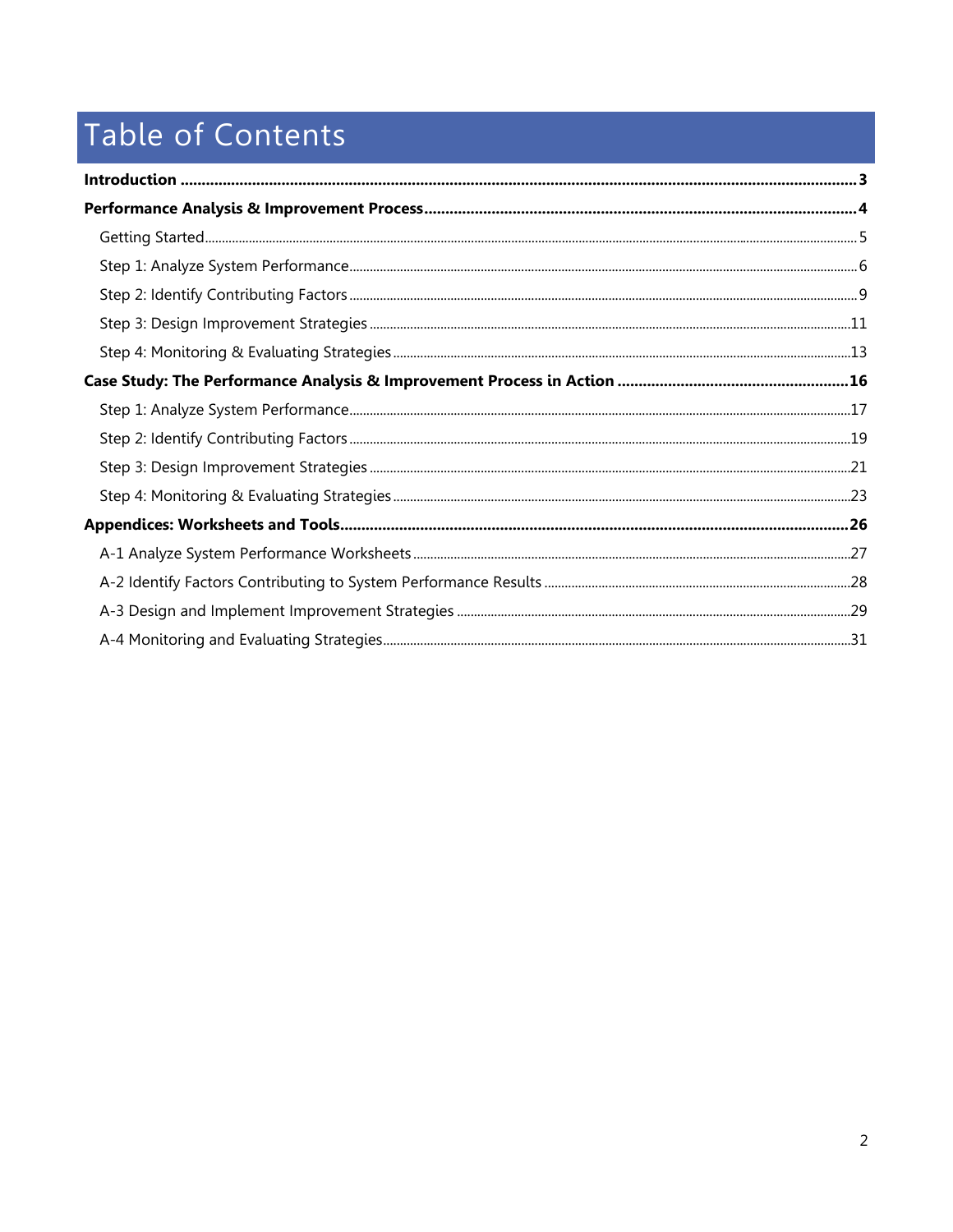# Table of Contents

**Introduction** .......... **3**

**Performance Analysis & Improvement Process** .......... **4**

- Getting Started .......... 5
- Step 1: Analyze System Performance .......... 6
- Step 2: Identify Contributing Factors .......... 9
- Step 3: Design Improvement Strategies .......... 11
- Step 4: Monitoring & Evaluating Strategies .......... 13

**Case Study: The Performance Analysis & Improvement Process in Action** .......... **16**

- Step 1: Analyze System Performance .......... 17
- Step 2: Identify Contributing Factors .......... 19
- Step 3: Design Improvement Strategies .......... 21
- Step 4: Monitoring & Evaluating Strategies .......... 23

**Appendices: Worksheets and Tools** .......... **26**

- A-1 Analyze System Performance Worksheets .......... 27
- A-2 Identify Factors Contributing to System Performance Results .......... 28
- A-3 Design and Implement Improvement Strategies .......... 29
- A-4 Monitoring and Evaluating Strategies .......... 31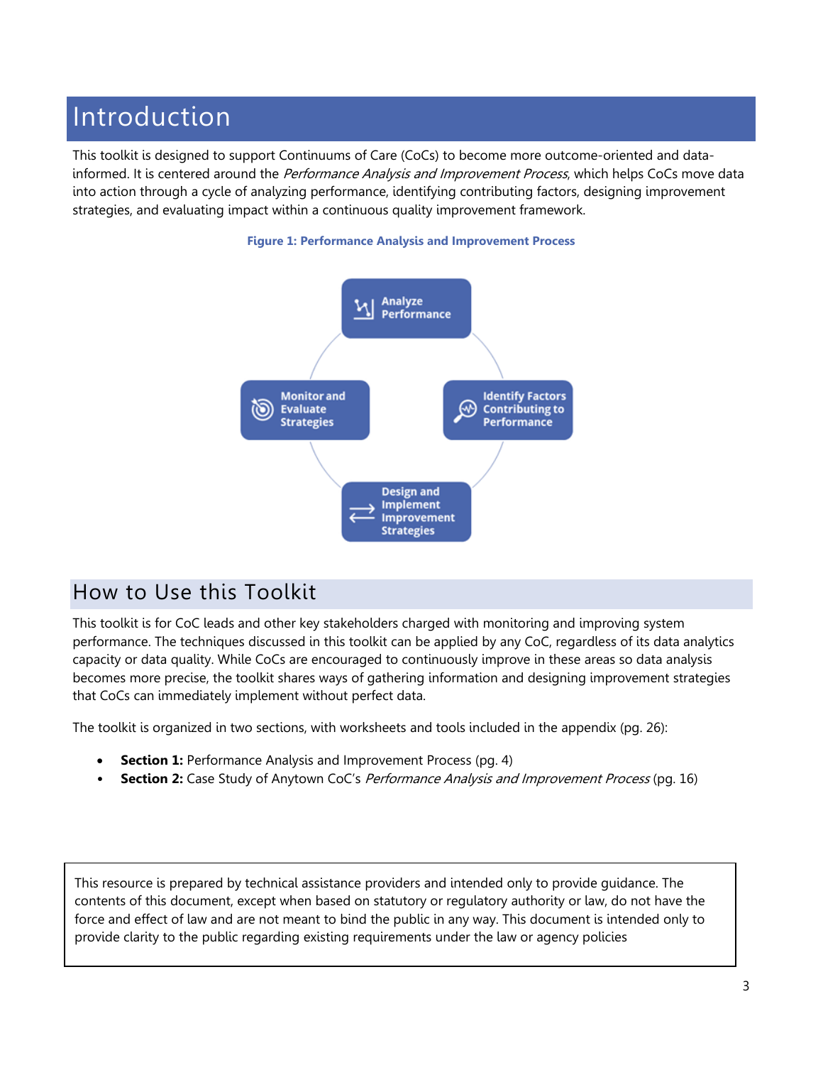# Introduction

This toolkit is designed to support Continuums of Care (CoCs) to become more outcome-oriented and data-informed. It is centered around the *Performance Analysis and Improvement Process*, which helps CoCs move data into action through a cycle of analyzing performance, identifying contributing factors, designing improvement strategies, and evaluating impact within a continuous quality improvement framework.

**Figure 1: Performance Analysis and Improvement Process**

Analyze Performance

Identify Factors Contributing to Performance

Design and Implement Improvement Strategies

Monitor and Evaluate Strategies

## How to Use this Toolkit

This toolkit is for CoC leads and other key stakeholders charged with monitoring and improving system performance. The techniques discussed in this toolkit can be applied by any CoC, regardless of its data analytics capacity or data quality. While CoCs are encouraged to continuously improve in these areas so data analysis becomes more precise, the toolkit shares ways of gathering information and designing improvement strategies that CoCs can immediately implement without perfect data.

The toolkit is organized in two sections, with worksheets and tools included in the appendix (pg. 26):

- **Section 1:** Performance Analysis and Improvement Process (pg. 4)
- **Section 2:** Case Study of Anytown CoC's *Performance Analysis and Improvement Process* (pg. 16)

This resource is prepared by technical assistance providers and intended only to provide guidance. The contents of this document, except when based on statutory or regulatory authority or law, do not have the force and effect of law and are not meant to bind the public in any way. This document is intended only to provide clarity to the public regarding existing requirements under the law or agency policies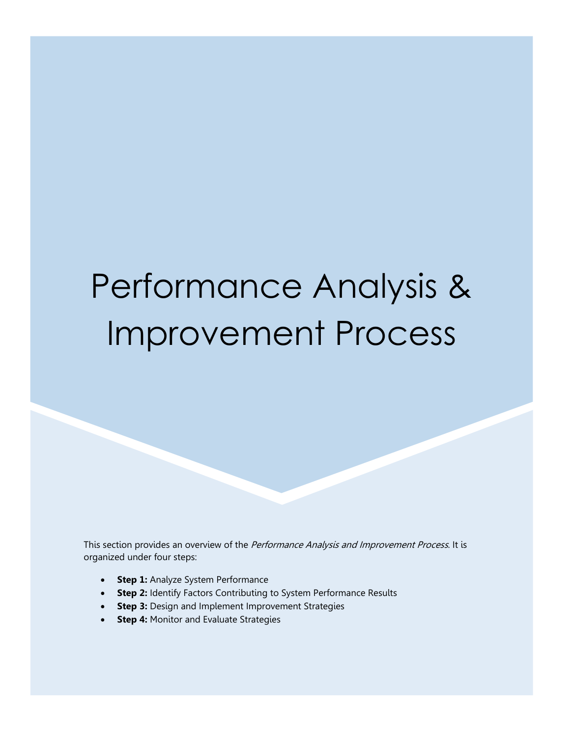# Performance Analysis & Improvement Process

This section provides an overview of the *Performance Analysis and Improvement Process*. It is organized under four steps:

- **Step 1:** Analyze System Performance
- **Step 2:** Identify Factors Contributing to System Performance Results
- **Step 3:** Design and Implement Improvement Strategies
- **Step 4:** Monitor and Evaluate Strategies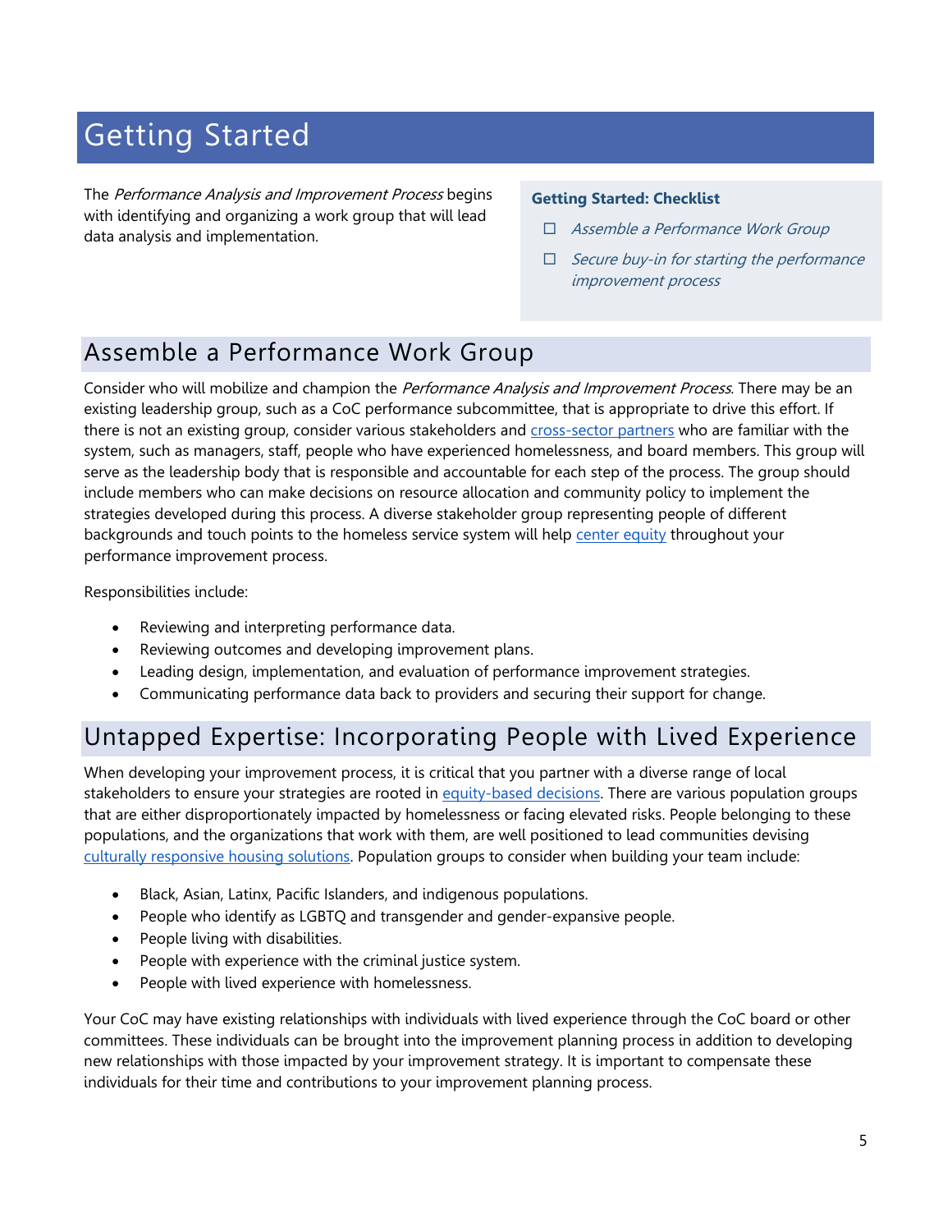# Getting Started

The *Performance Analysis and Improvement Process* begins with identifying and organizing a work group that will lead data analysis and implementation.

**Getting Started: Checklist**

- ☐ *Assemble a Performance Work Group*
- ☐ *Secure buy-in for starting the performance improvement process*

## Assemble a Performance Work Group

Consider who will mobilize and champion the *Performance Analysis and Improvement Process*. There may be an existing leadership group, such as a CoC performance subcommittee, that is appropriate to drive this effort. If there is not an existing group, consider various stakeholders and cross-sector partners who are familiar with the system, such as managers, staff, people who have experienced homelessness, and board members. This group will serve as the leadership body that is responsible and accountable for each step of the process. The group should include members who can make decisions on resource allocation and community policy to implement the strategies developed during this process. A diverse stakeholder group representing people of different backgrounds and touch points to the homeless service system will help center equity throughout your performance improvement process.

Responsibilities include:

- Reviewing and interpreting performance data.
- Reviewing outcomes and developing improvement plans.
- Leading design, implementation, and evaluation of performance improvement strategies.
- Communicating performance data back to providers and securing their support for change.

## Untapped Expertise: Incorporating People with Lived Experience

When developing your improvement process, it is critical that you partner with a diverse range of local stakeholders to ensure your strategies are rooted in equity-based decisions. There are various population groups that are either disproportionately impacted by homelessness or facing elevated risks. People belonging to these populations, and the organizations that work with them, are well positioned to lead communities devising culturally responsive housing solutions. Population groups to consider when building your team include:

- Black, Asian, Latinx, Pacific Islanders, and indigenous populations.
- People who identify as LGBTQ and transgender and gender-expansive people.
- People living with disabilities.
- People with experience with the criminal justice system.
- People with lived experience with homelessness.

Your CoC may have existing relationships with individuals with lived experience through the CoC board or other committees. These individuals can be brought into the improvement planning process in addition to developing new relationships with those impacted by your improvement strategy. It is important to compensate these individuals for their time and contributions to your improvement planning process.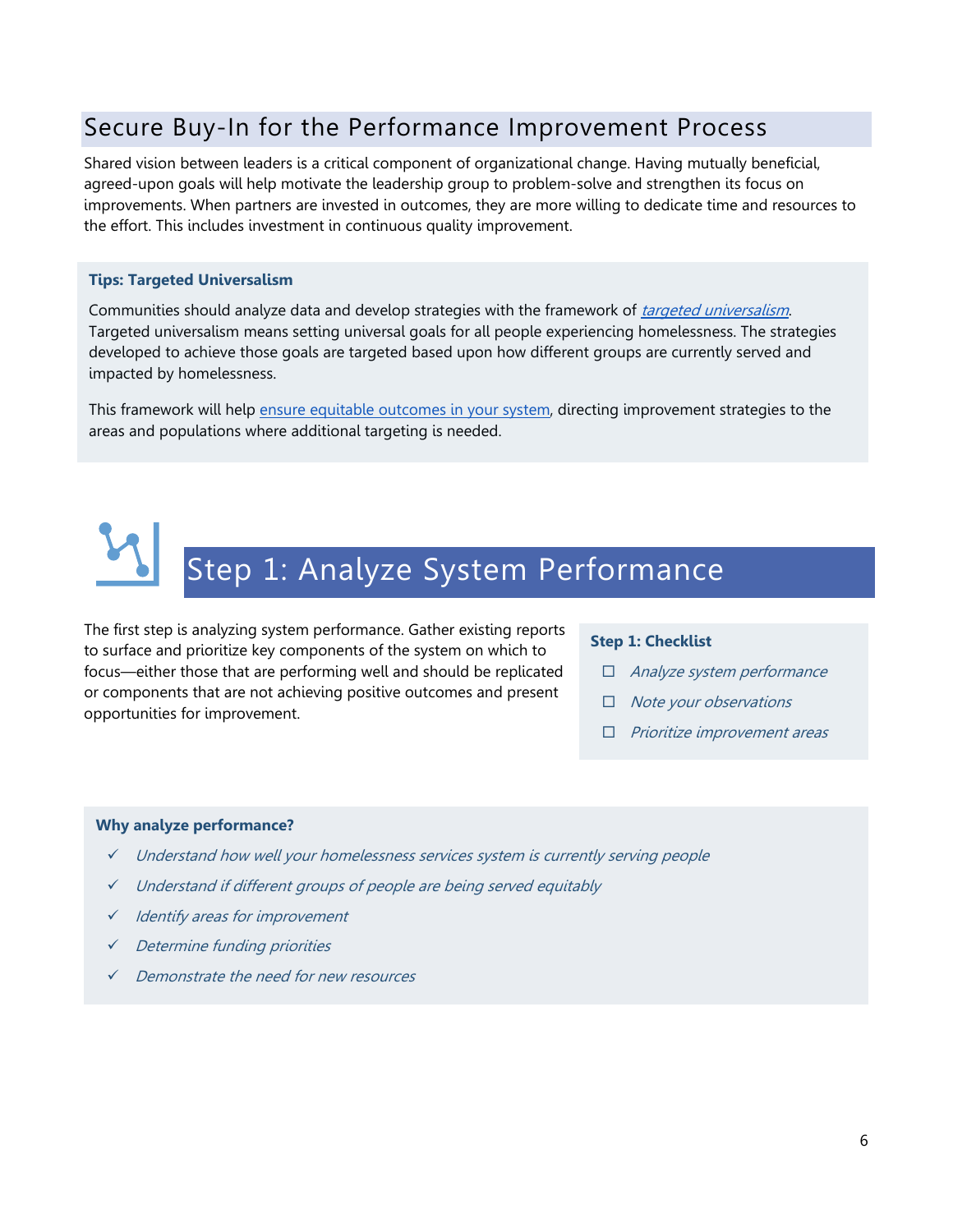## Secure Buy-In for the Performance Improvement Process

Shared vision between leaders is a critical component of organizational change. Having mutually beneficial, agreed-upon goals will help motivate the leadership group to problem-solve and strengthen its focus on improvements. When partners are invested in outcomes, they are more willing to dedicate time and resources to the effort. This includes investment in continuous quality improvement.

**Tips: Targeted Universalism**

Communities should analyze data and develop strategies with the framework of *targeted universalism*. Targeted universalism means setting universal goals for all people experiencing homelessness. The strategies developed to achieve those goals are targeted based upon how different groups are currently served and impacted by homelessness.

This framework will help ensure equitable outcomes in your system, directing improvement strategies to the areas and populations where additional targeting is needed.

# Step 1: Analyze System Performance

The first step is analyzing system performance. Gather existing reports to surface and prioritize key components of the system on which to focus—either those that are performing well and should be replicated or components that are not achieving positive outcomes and present opportunities for improvement.

**Step 1: Checklist**

- ☐ *Analyze system performance*
- ☐ *Note your observations*
- ☐ *Prioritize improvement areas*

**Why analyze performance?**

- ✓ *Understand how well your homelessness services system is currently serving people*
- ✓ *Understand if different groups of people are being served equitably*
- ✓ *Identify areas for improvement*
- ✓ *Determine funding priorities*
- ✓ *Demonstrate the need for new resources*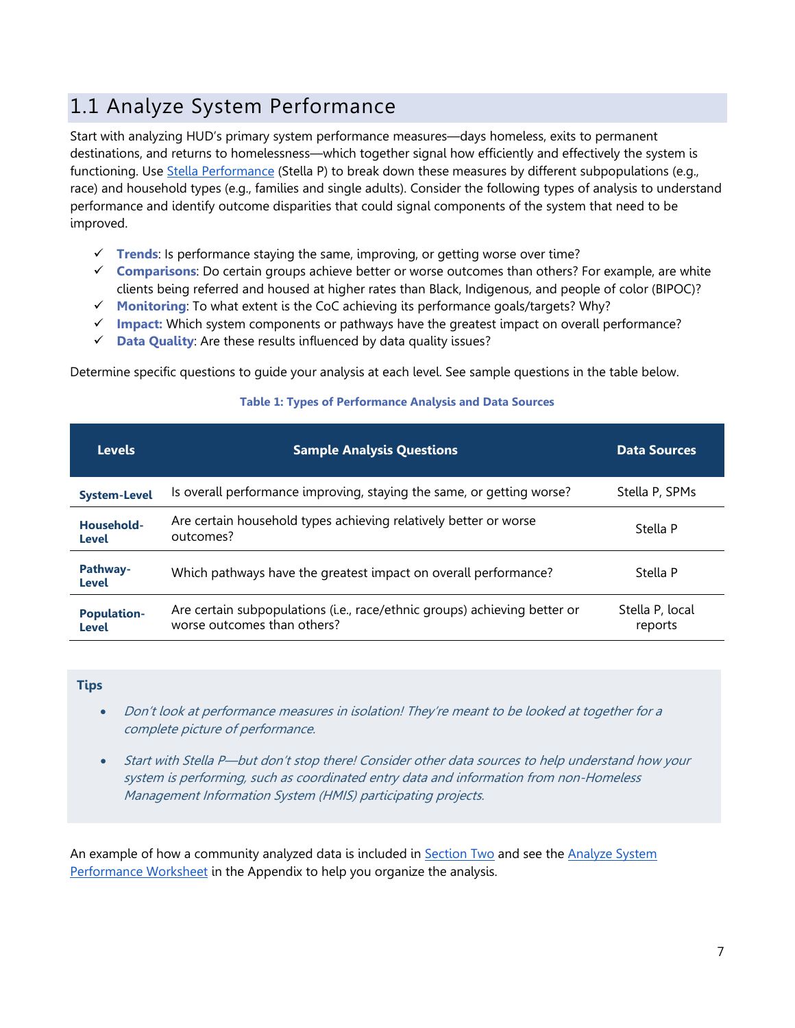## 1.1 Analyze System Performance

Start with analyzing HUD's primary system performance measures—days homeless, exits to permanent destinations, and returns to homelessness—which together signal how efficiently and effectively the system is functioning. Use [Stella Performance](#) (Stella P) to break down these measures by different subpopulations (e.g., race) and household types (e.g., families and single adults). Consider the following types of analysis to understand performance and identify outcome disparities that could signal components of the system that need to be improved.

- ✓ **Trends**: Is performance staying the same, improving, or getting worse over time?
- ✓ **Comparisons**: Do certain groups achieve better or worse outcomes than others? For example, are white clients being referred and housed at higher rates than Black, Indigenous, and people of color (BIPOC)?
- ✓ **Monitoring**: To what extent is the CoC achieving its performance goals/targets? Why?
- ✓ **Impact:** Which system components or pathways have the greatest impact on overall performance?
- ✓ **Data Quality**: Are these results influenced by data quality issues?

Determine specific questions to guide your analysis at each level. See sample questions in the table below.

**Table 1: Types of Performance Analysis and Data Sources**

| Levels | Sample Analysis Questions | Data Sources |
|---|---|---|
| **System-Level** | Is overall performance improving, staying the same, or getting worse? | Stella P, SPMs |
| **Household-Level** | Are certain household types achieving relatively better or worse outcomes? | Stella P |
| **Pathway-Level** | Which pathways have the greatest impact on overall performance? | Stella P |
| **Population-Level** | Are certain subpopulations (i.e., race/ethnic groups) achieving better or worse outcomes than others? | Stella P, local reports |

**Tips**

- *Don't look at performance measures in isolation! They're meant to be looked at together for a complete picture of performance.*
- *Start with Stella P—but don't stop there! Consider other data sources to help understand how your system is performing, such as coordinated entry data and information from non-Homeless Management Information System (HMIS) participating projects.*

An example of how a community analyzed data is included in [Section Two](#) and see the [Analyze System Performance Worksheet](#) in the Appendix to help you organize the analysis.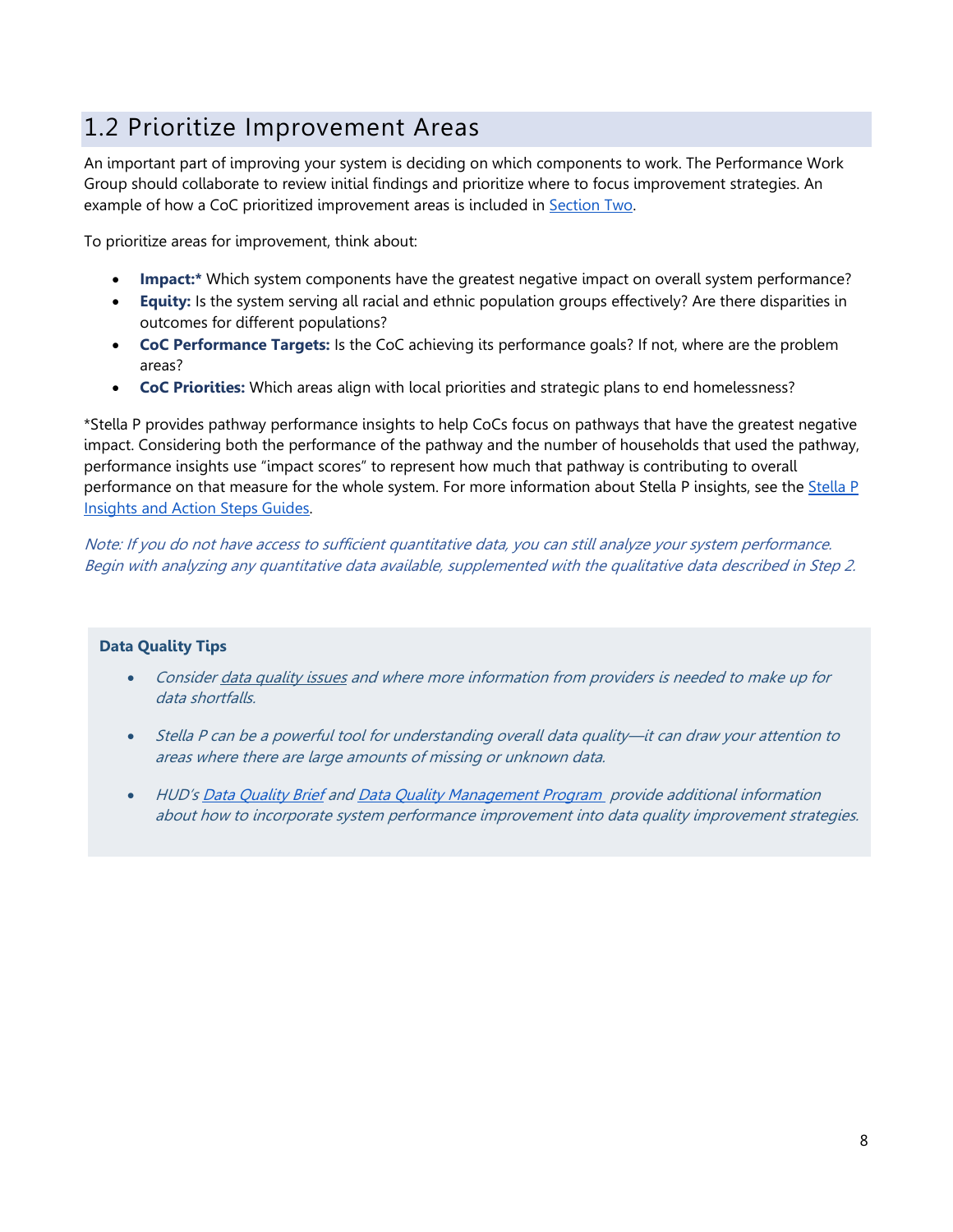## 1.2 Prioritize Improvement Areas

An important part of improving your system is deciding on which components to work. The Performance Work Group should collaborate to review initial findings and prioritize where to focus improvement strategies. An example of how a CoC prioritized improvement areas is included in Section Two.

To prioritize areas for improvement, think about:

- **Impact:*** Which system components have the greatest negative impact on overall system performance?
- **Equity:** Is the system serving all racial and ethnic population groups effectively? Are there disparities in outcomes for different populations?
- **CoC Performance Targets:** Is the CoC achieving its performance goals? If not, where are the problem areas?
- **CoC Priorities:** Which areas align with local priorities and strategic plans to end homelessness?

*Stella P provides pathway performance insights to help CoCs focus on pathways that have the greatest negative impact. Considering both the performance of the pathway and the number of households that used the pathway, performance insights use "impact scores" to represent how much that pathway is contributing to overall performance on that measure for the whole system. For more information about Stella P insights, see the Stella P Insights and Action Steps Guides.

*Note: If you do not have access to sufficient quantitative data, you can still analyze your system performance. Begin with analyzing any quantitative data available, supplemented with the qualitative data described in Step 2.*

**Data Quality Tips**

- *Consider data quality issues and where more information from providers is needed to make up for data shortfalls.*
- *Stella P can be a powerful tool for understanding overall data quality—it can draw your attention to areas where there are large amounts of missing or unknown data.*
- *HUD's Data Quality Brief and Data Quality Management Program provide additional information about how to incorporate system performance improvement into data quality improvement strategies.*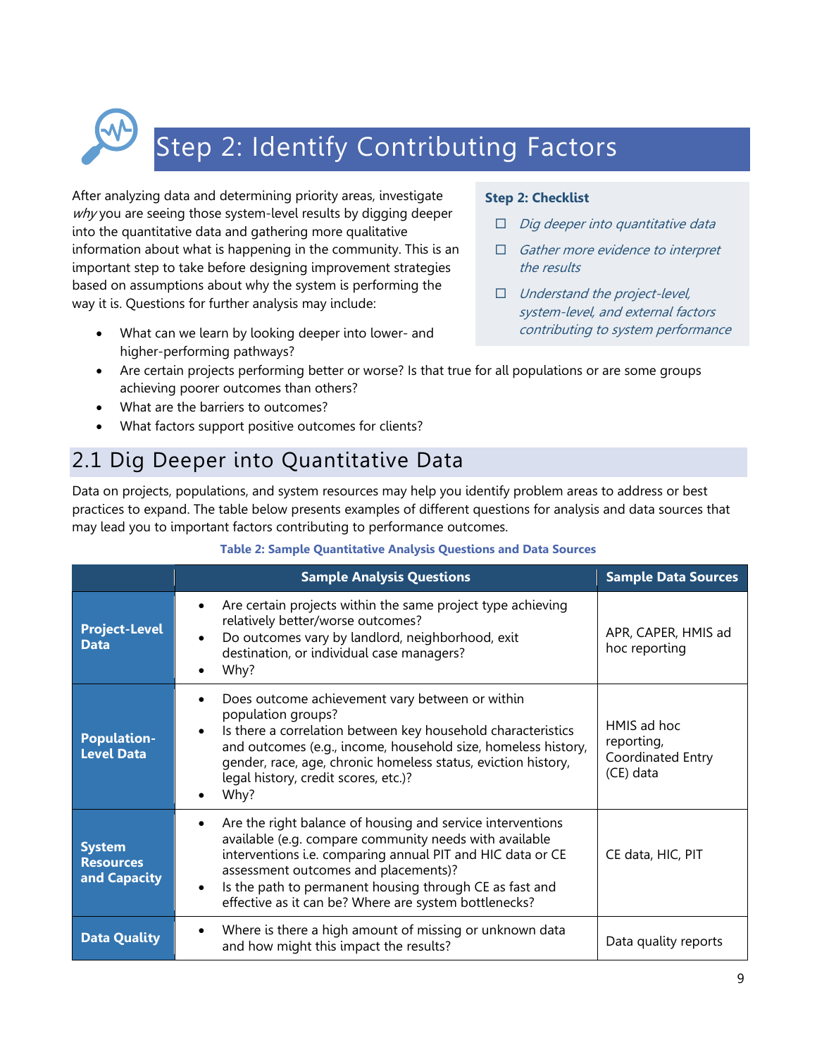# Step 2: Identify Contributing Factors

After analyzing data and determining priority areas, investigate *why* you are seeing those system-level results by digging deeper into the quantitative data and gathering more qualitative information about what is happening in the community. This is an important step to take before designing improvement strategies based on assumptions about why the system is performing the way it is. Questions for further analysis may include:

- What can we learn by looking deeper into lower- and higher-performing pathways?
- Are certain projects performing better or worse? Is that true for all populations or are some groups achieving poorer outcomes than others?
- What are the barriers to outcomes?
- What factors support positive outcomes for clients?

**Step 2: Checklist**

- ☐ *Dig deeper into quantitative data*
- ☐ *Gather more evidence to interpret the results*
- ☐ *Understand the project-level, system-level, and external factors contributing to system performance*

## 2.1 Dig Deeper into Quantitative Data

Data on projects, populations, and system resources may help you identify problem areas to address or best practices to expand. The table below presents examples of different questions for analysis and data sources that may lead you to important factors contributing to performance outcomes.

**Table 2: Sample Quantitative Analysis Questions and Data Sources**

| | Sample Analysis Questions | Sample Data Sources |
|---|---|---|
| **Project-Level Data** | • Are certain projects within the same project type achieving relatively better/worse outcomes?<br>• Do outcomes vary by landlord, neighborhood, exit destination, or individual case managers?<br>• Why? | APR, CAPER, HMIS ad hoc reporting |
| **Population-Level Data** | • Does outcome achievement vary between or within population groups?<br>• Is there a correlation between key household characteristics and outcomes (e.g., income, household size, homeless history, gender, race, age, chronic homeless status, eviction history, legal history, credit scores, etc.)?<br>• Why? | HMIS ad hoc reporting, Coordinated Entry (CE) data |
| **System Resources and Capacity** | • Are the right balance of housing and service interventions available (e.g. compare community needs with available interventions i.e. comparing annual PIT and HIC data or CE assessment outcomes and placements)?<br>• Is the path to permanent housing through CE as fast and effective as it can be? Where are system bottlenecks? | CE data, HIC, PIT |
| **Data Quality** | • Where is there a high amount of missing or unknown data and how might this impact the results? | Data quality reports |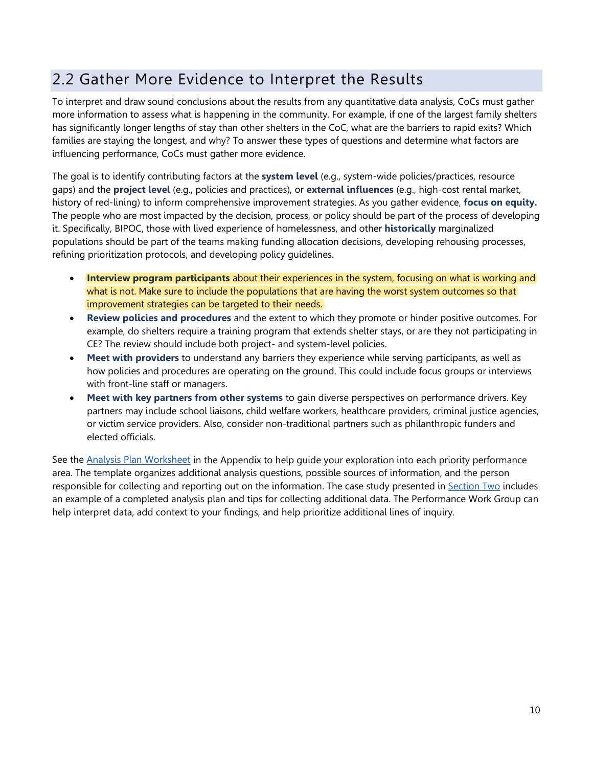## 2.2 Gather More Evidence to Interpret the Results

To interpret and draw sound conclusions about the results from any quantitative data analysis, CoCs must gather more information to assess what is happening in the community. For example, if one of the largest family shelters has significantly longer lengths of stay than other shelters in the CoC, what are the barriers to rapid exits? Which families are staying the longest, and why? To answer these types of questions and determine what factors are influencing performance, CoCs must gather more evidence.

The goal is to identify contributing factors at the **system level** (e.g., system-wide policies/practices, resource gaps) and the **project level** (e.g., policies and practices), or **external influences** (e.g., high-cost rental market, history of red-lining) to inform comprehensive improvement strategies. As you gather evidence, **focus on equity.** The people who are most impacted by the decision, process, or policy should be part of the process of developing it. Specifically, BIPOC, those with lived experience of homelessness, and other **historically** marginalized populations should be part of the teams making funding allocation decisions, developing rehousing processes, refining prioritization protocols, and developing policy guidelines.

- **Interview program participants** about their experiences in the system, focusing on what is working and what is not. Make sure to include the populations that are having the worst system outcomes so that improvement strategies can be targeted to their needs.
- **Review policies and procedures** and the extent to which they promote or hinder positive outcomes. For example, do shelters require a training program that extends shelter stays, or are they not participating in CE? The review should include both project- and system-level policies.
- **Meet with providers** to understand any barriers they experience while serving participants, as well as how policies and procedures are operating on the ground. This could include focus groups or interviews with front-line staff or managers.
- **Meet with key partners from other systems** to gain diverse perspectives on performance drivers. Key partners may include school liaisons, child welfare workers, healthcare providers, criminal justice agencies, or victim service providers. Also, consider non-traditional partners such as philanthropic funders and elected officials.

See the Analysis Plan Worksheet in the Appendix to help guide your exploration into each priority performance area. The template organizes additional analysis questions, possible sources of information, and the person responsible for collecting and reporting out on the information. The case study presented in Section Two includes an example of a completed analysis plan and tips for collecting additional data. The Performance Work Group can help interpret data, add context to your findings, and help prioritize additional lines of inquiry.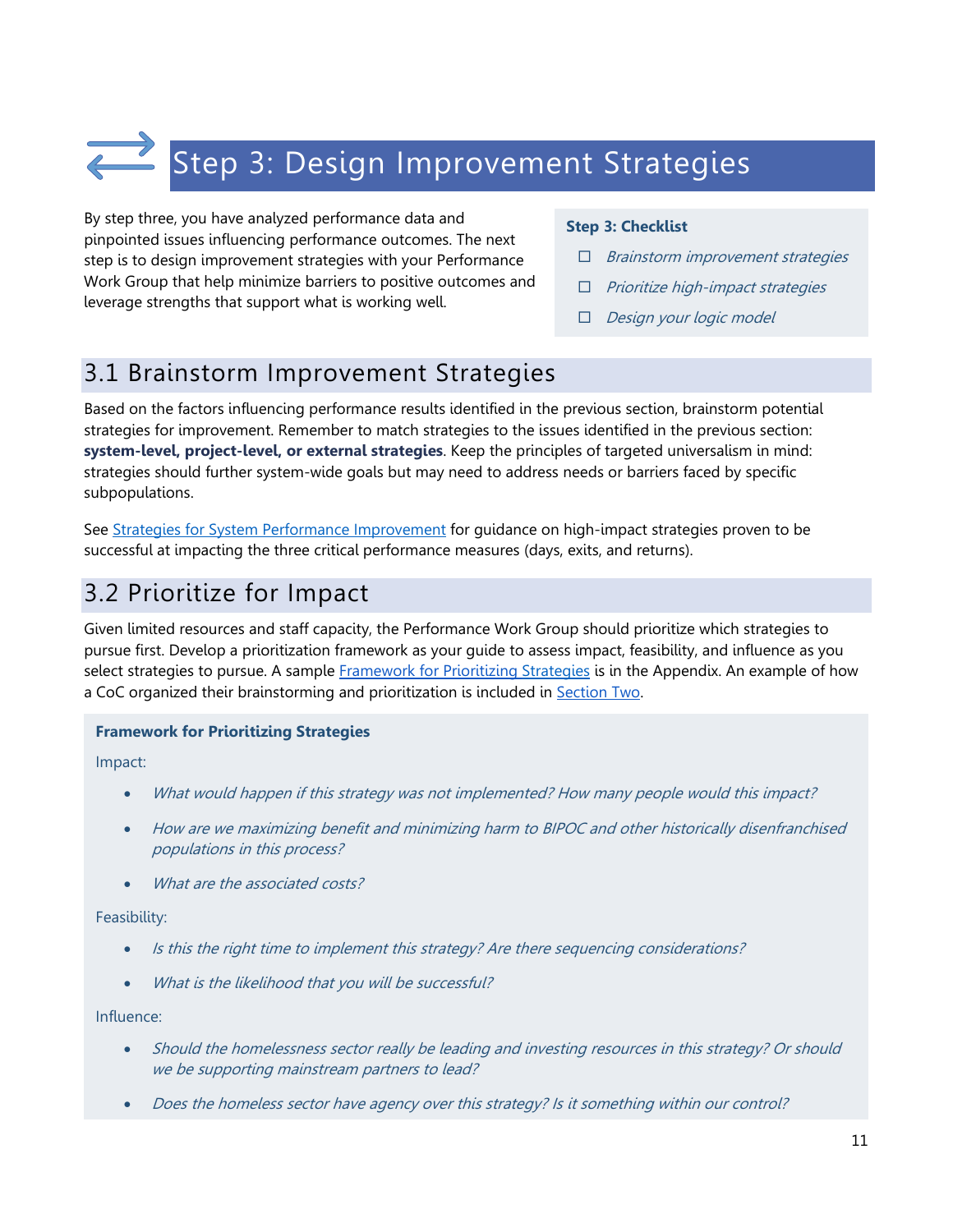# Step 3: Design Improvement Strategies

By step three, you have analyzed performance data and pinpointed issues influencing performance outcomes. The next step is to design improvement strategies with your Performance Work Group that help minimize barriers to positive outcomes and leverage strengths that support what is working well.

**Step 3: Checklist**

- ☐ *Brainstorm improvement strategies*
- ☐ *Prioritize high-impact strategies*
- ☐ *Design your logic model*

## 3.1 Brainstorm Improvement Strategies

Based on the factors influencing performance results identified in the previous section, brainstorm potential strategies for improvement. Remember to match strategies to the issues identified in the previous section: **system-level, project-level, or external strategies**. Keep the principles of targeted universalism in mind: strategies should further system-wide goals but may need to address needs or barriers faced by specific subpopulations.

See Strategies for System Performance Improvement for guidance on high-impact strategies proven to be successful at impacting the three critical performance measures (days, exits, and returns).

## 3.2 Prioritize for Impact

Given limited resources and staff capacity, the Performance Work Group should prioritize which strategies to pursue first. Develop a prioritization framework as your guide to assess impact, feasibility, and influence as you select strategies to pursue. A sample Framework for Prioritizing Strategies is in the Appendix. An example of how a CoC organized their brainstorming and prioritization is included in Section Two.

**Framework for Prioritizing Strategies**

Impact:

- *What would happen if this strategy was not implemented? How many people would this impact?*
- *How are we maximizing benefit and minimizing harm to BIPOC and other historically disenfranchised populations in this process?*
- *What are the associated costs?*

Feasibility:

- *Is this the right time to implement this strategy? Are there sequencing considerations?*
- *What is the likelihood that you will be successful?*

Influence:

- *Should the homelessness sector really be leading and investing resources in this strategy? Or should we be supporting mainstream partners to lead?*
- *Does the homeless sector have agency over this strategy? Is it something within our control?*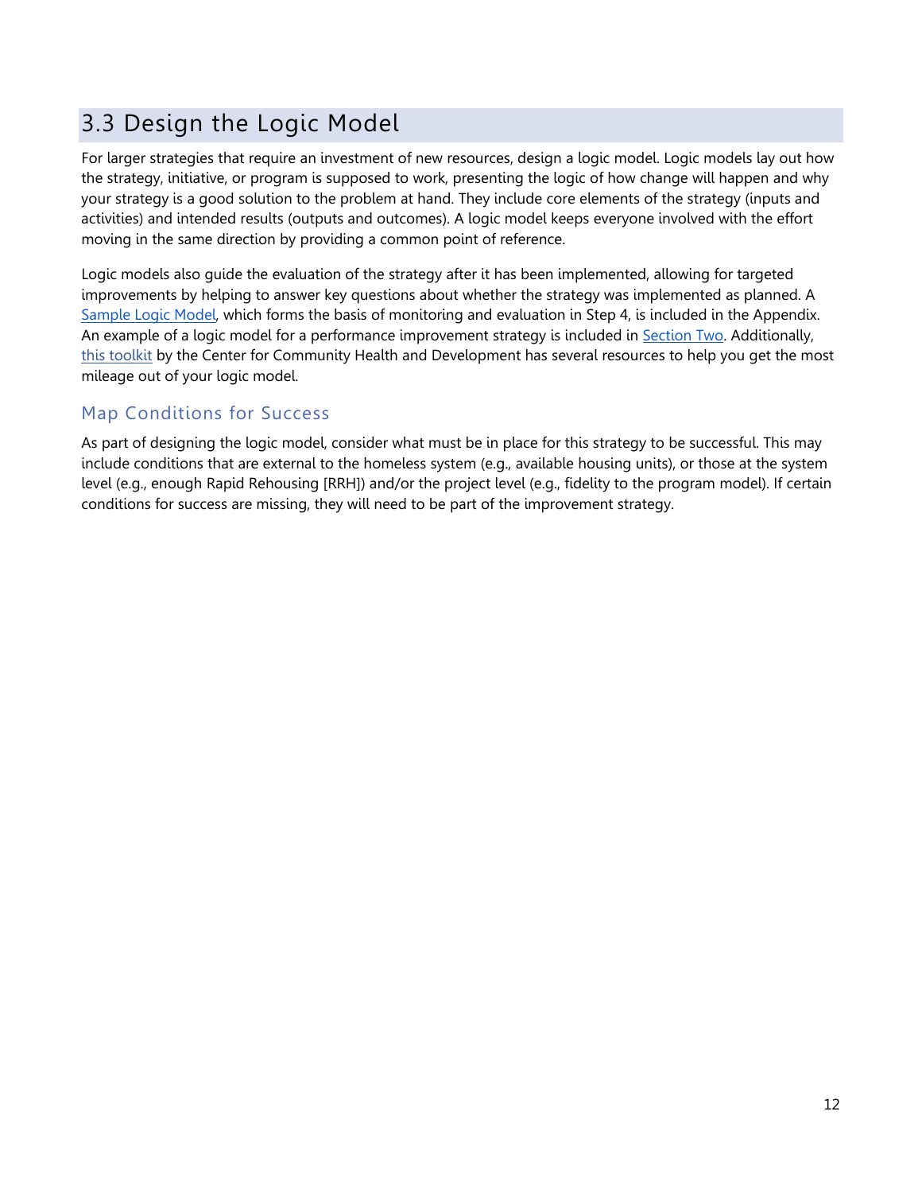## 3.3 Design the Logic Model

For larger strategies that require an investment of new resources, design a logic model. Logic models lay out how the strategy, initiative, or program is supposed to work, presenting the logic of how change will happen and why your strategy is a good solution to the problem at hand. They include core elements of the strategy (inputs and activities) and intended results (outputs and outcomes). A logic model keeps everyone involved with the effort moving in the same direction by providing a common point of reference.

Logic models also guide the evaluation of the strategy after it has been implemented, allowing for targeted improvements by helping to answer key questions about whether the strategy was implemented as planned. A Sample Logic Model, which forms the basis of monitoring and evaluation in Step 4, is included in the Appendix. An example of a logic model for a performance improvement strategy is included in Section Two. Additionally, this toolkit by the Center for Community Health and Development has several resources to help you get the most mileage out of your logic model.

### Map Conditions for Success

As part of designing the logic model, consider what must be in place for this strategy to be successful. This may include conditions that are external to the homeless system (e.g., available housing units), or those at the system level (e.g., enough Rapid Rehousing [RRH]) and/or the project level (e.g., fidelity to the program model). If certain conditions for success are missing, they will need to be part of the improvement strategy.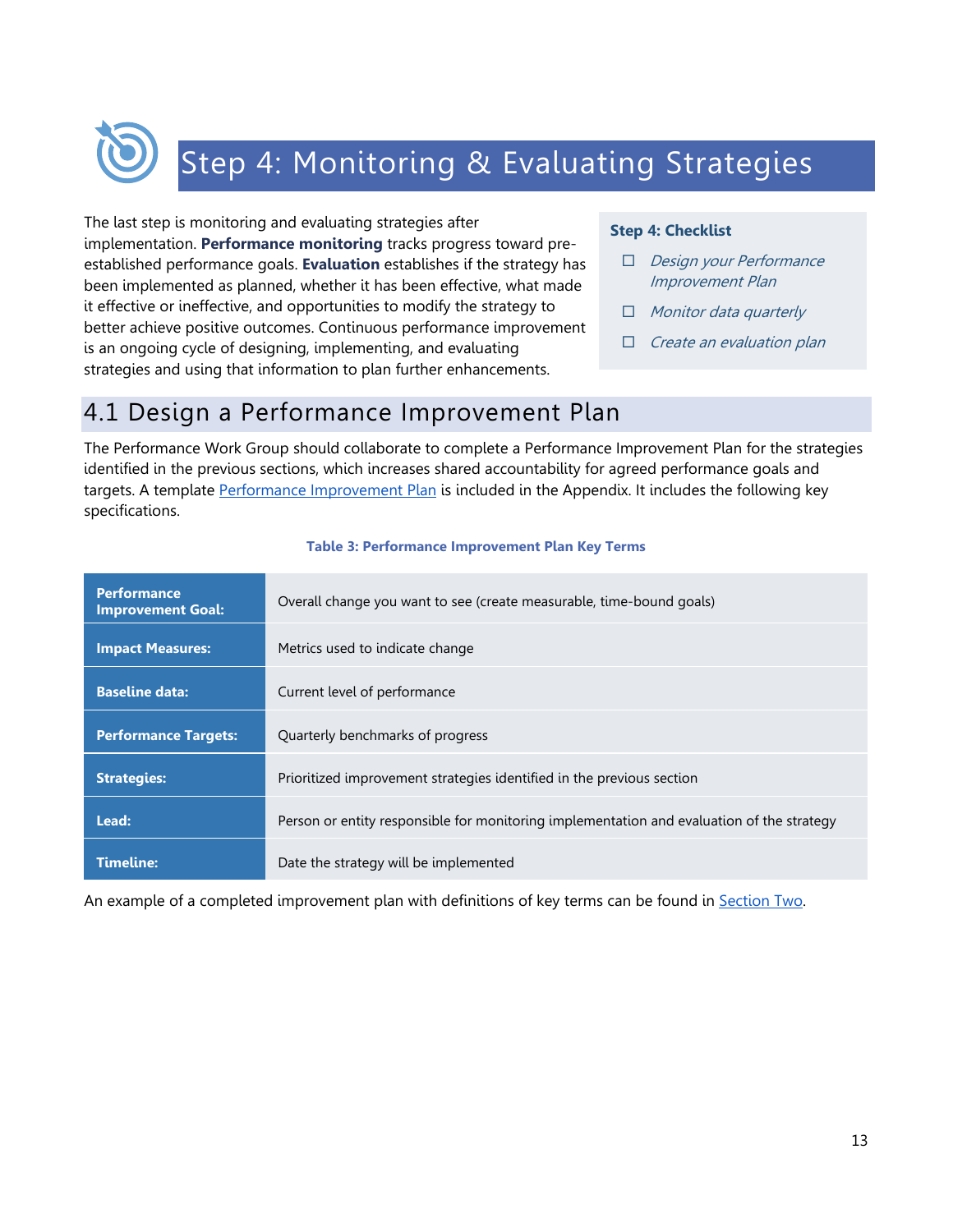# Step 4: Monitoring & Evaluating Strategies

The last step is monitoring and evaluating strategies after implementation. **Performance monitoring** tracks progress toward pre-established performance goals. **Evaluation** establishes if the strategy has been implemented as planned, whether it has been effective, what made it effective or ineffective, and opportunities to modify the strategy to better achieve positive outcomes. Continuous performance improvement is an ongoing cycle of designing, implementing, and evaluating strategies and using that information to plan further enhancements.

**Step 4: Checklist**

- ☐ *Design your Performance Improvement Plan*
- ☐ *Monitor data quarterly*
- ☐ *Create an evaluation plan*

## 4.1 Design a Performance Improvement Plan

The Performance Work Group should collaborate to complete a Performance Improvement Plan for the strategies identified in the previous sections, which increases shared accountability for agreed performance goals and targets. A template Performance Improvement Plan is included in the Appendix. It includes the following key specifications.

**Table 3: Performance Improvement Plan Key Terms**

| Term | Definition |
|---|---|
| **Performance Improvement Goal:** | Overall change you want to see (create measurable, time-bound goals) |
| **Impact Measures:** | Metrics used to indicate change |
| **Baseline data:** | Current level of performance |
| **Performance Targets:** | Quarterly benchmarks of progress |
| **Strategies:** | Prioritized improvement strategies identified in the previous section |
| **Lead:** | Person or entity responsible for monitoring implementation and evaluation of the strategy |
| **Timeline:** | Date the strategy will be implemented |

An example of a completed improvement plan with definitions of key terms can be found in Section Two.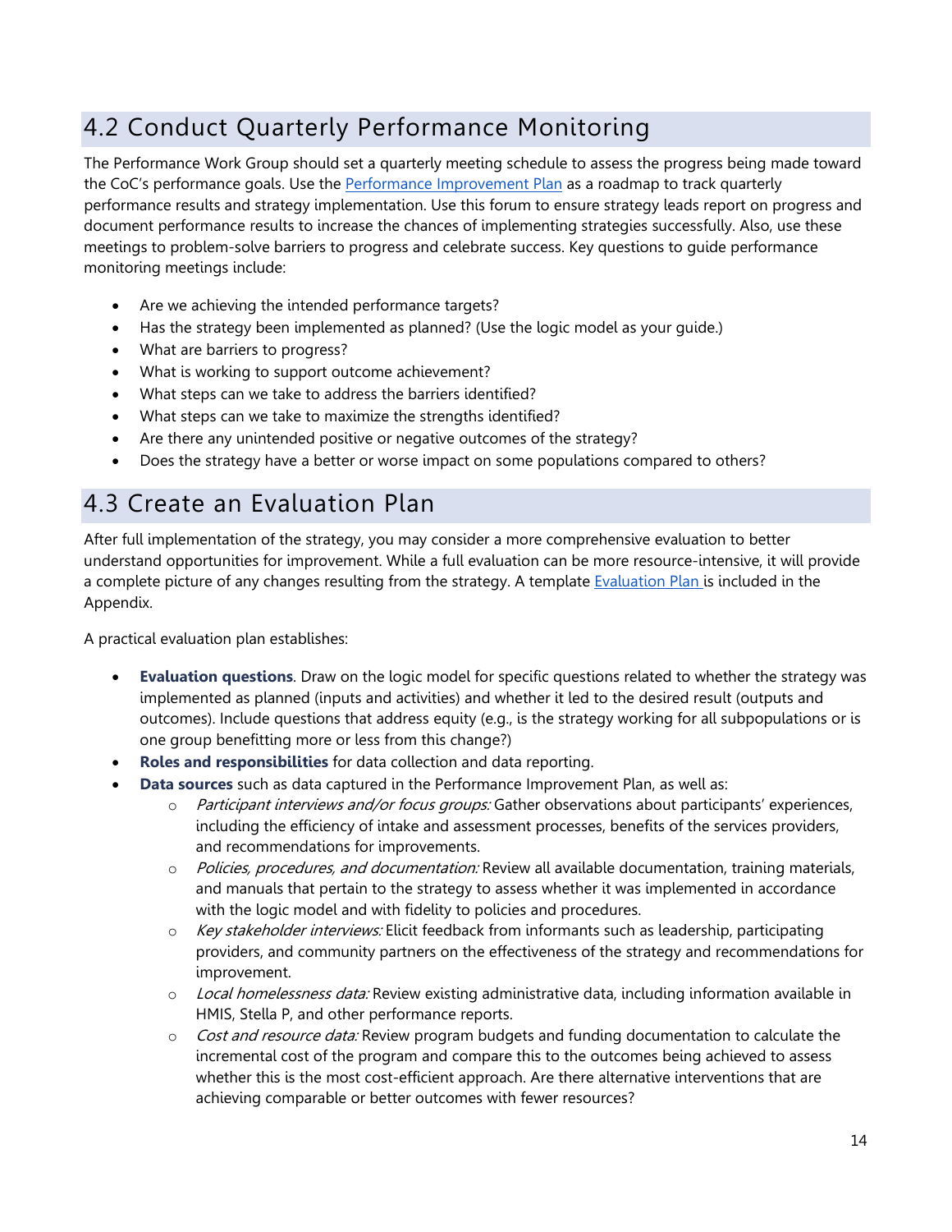## 4.2 Conduct Quarterly Performance Monitoring

The Performance Work Group should set a quarterly meeting schedule to assess the progress being made toward the CoC's performance goals. Use the Performance Improvement Plan as a roadmap to track quarterly performance results and strategy implementation. Use this forum to ensure strategy leads report on progress and document performance results to increase the chances of implementing strategies successfully. Also, use these meetings to problem-solve barriers to progress and celebrate success. Key questions to guide performance monitoring meetings include:

- Are we achieving the intended performance targets?
- Has the strategy been implemented as planned? (Use the logic model as your guide.)
- What are barriers to progress?
- What is working to support outcome achievement?
- What steps can we take to address the barriers identified?
- What steps can we take to maximize the strengths identified?
- Are there any unintended positive or negative outcomes of the strategy?
- Does the strategy have a better or worse impact on some populations compared to others?

## 4.3 Create an Evaluation Plan

After full implementation of the strategy, you may consider a more comprehensive evaluation to better understand opportunities for improvement. While a full evaluation can be more resource-intensive, it will provide a complete picture of any changes resulting from the strategy. A template Evaluation Plan is included in the Appendix.

A practical evaluation plan establishes:

- **Evaluation questions**. Draw on the logic model for specific questions related to whether the strategy was implemented as planned (inputs and activities) and whether it led to the desired result (outputs and outcomes). Include questions that address equity (e.g., is the strategy working for all subpopulations or is one group benefitting more or less from this change?)
- **Roles and responsibilities** for data collection and data reporting.
- **Data sources** such as data captured in the Performance Improvement Plan, as well as:
  - *Participant interviews and/or focus groups:* Gather observations about participants' experiences, including the efficiency of intake and assessment processes, benefits of the services providers, and recommendations for improvements.
  - *Policies, procedures, and documentation:* Review all available documentation, training materials, and manuals that pertain to the strategy to assess whether it was implemented in accordance with the logic model and with fidelity to policies and procedures.
  - *Key stakeholder interviews:* Elicit feedback from informants such as leadership, participating providers, and community partners on the effectiveness of the strategy and recommendations for improvement.
  - *Local homelessness data:* Review existing administrative data, including information available in HMIS, Stella P, and other performance reports.
  - *Cost and resource data:* Review program budgets and funding documentation to calculate the incremental cost of the program and compare this to the outcomes being achieved to assess whether this is the most cost-efficient approach. Are there alternative interventions that are achieving comparable or better outcomes with fewer resources?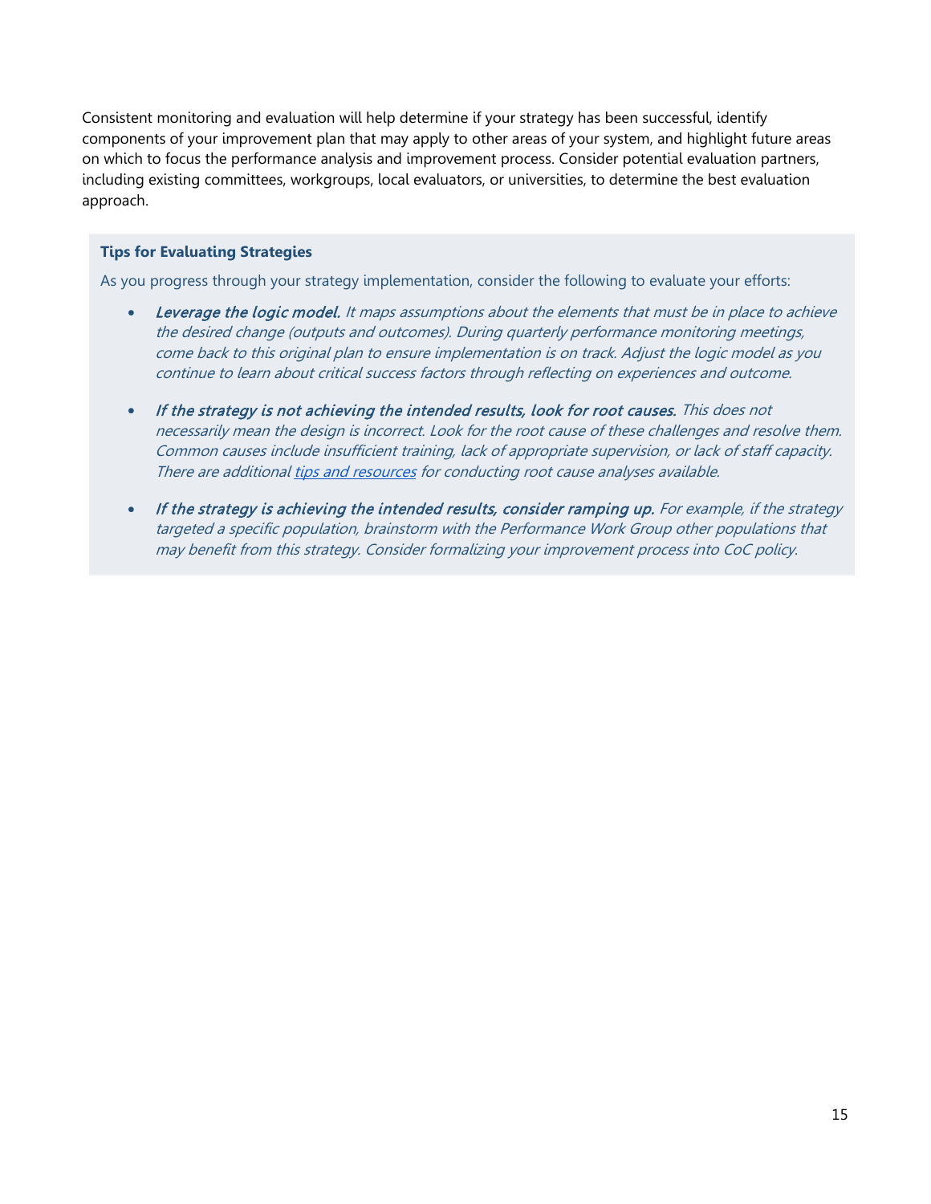Consistent monitoring and evaluation will help determine if your strategy has been successful, identify components of your improvement plan that may apply to other areas of your system, and highlight future areas on which to focus the performance analysis and improvement process. Consider potential evaluation partners, including existing committees, workgroups, local evaluators, or universities, to determine the best evaluation approach.

**Tips for Evaluating Strategies**

As you progress through your strategy implementation, consider the following to evaluate your efforts:

- ***Leverage the logic model.*** *It maps assumptions about the elements that must be in place to achieve the desired change (outputs and outcomes). During quarterly performance monitoring meetings, come back to this original plan to ensure implementation is on track. Adjust the logic model as you continue to learn about critical success factors through reflecting on experiences and outcome.*

- ***If the strategy is not achieving the intended results, look for root causes.*** *This does not necessarily mean the design is incorrect. Look for the root cause of these challenges and resolve them. Common causes include insufficient training, lack of appropriate supervision, or lack of staff capacity. There are additional [tips and resources] for conducting root cause analyses available.*

- ***If the strategy is achieving the intended results, consider ramping up.*** *For example, if the strategy targeted a specific population, brainstorm with the Performance Work Group other populations that may benefit from this strategy. Consider formalizing your improvement process into CoC policy.*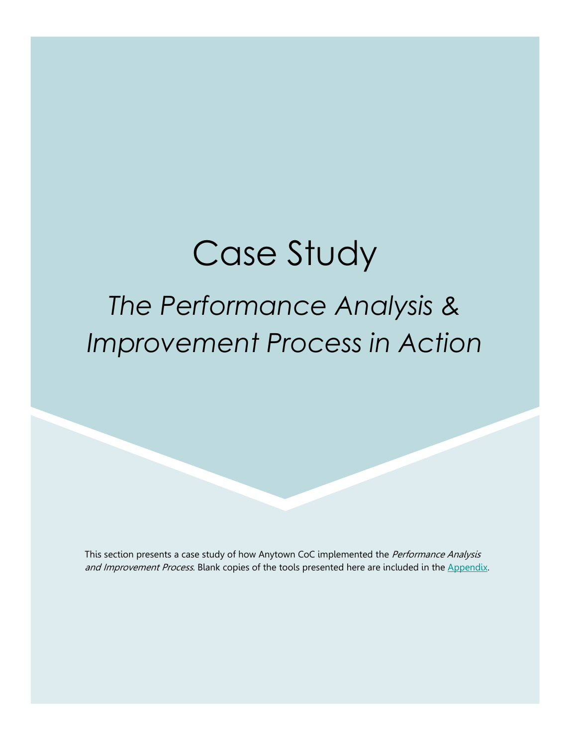# Case Study

## *The Performance Analysis & Improvement Process in Action*

This section presents a case study of how Anytown CoC implemented the *Performance Analysis and Improvement Process*. Blank copies of the tools presented here are included in the Appendix.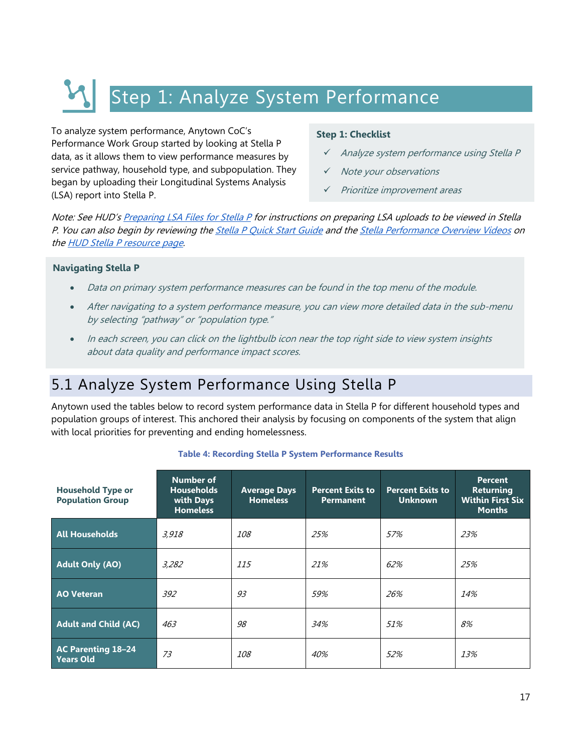# Step 1: Analyze System Performance

To analyze system performance, Anytown CoC's Performance Work Group started by looking at Stella P data, as it allows them to view performance measures by service pathway, household type, and subpopulation. They began by uploading their Longitudinal Systems Analysis (LSA) report into Stella P.

**Step 1: Checklist**

- ✓ *Analyze system performance using Stella P*
- ✓ *Note your observations*
- ✓ *Prioritize improvement areas*

*Note: See HUD's [Preparing LSA Files for Stella P] for instructions on preparing LSA uploads to be viewed in Stella P. You can also begin by reviewing the [Stella P Quick Start Guide] and the [Stella Performance Overview Videos] on the [HUD Stella P resource page].*

**Navigating Stella P**

- *Data on primary system performance measures can be found in the top menu of the module.*
- *After navigating to a system performance measure, you can view more detailed data in the sub-menu by selecting "pathway" or "population type."*
- *In each screen, you can click on the lightbulb icon near the top right side to view system insights about data quality and performance impact scores.*

## 5.1 Analyze System Performance Using Stella P

Anytown used the tables below to record system performance data in Stella P for different household types and population groups of interest. This anchored their analysis by focusing on components of the system that align with local priorities for preventing and ending homelessness.

**Table 4: Recording Stella P System Performance Results**

| Household Type or Population Group | Number of Households with Days Homeless | Average Days Homeless | Percent Exits to Permanent | Percent Exits to Unknown | Percent Returning Within First Six Months |
|---|---|---|---|---|---|
| **All Households** | *3,918* | *108* | *25%* | *57%* | *23%* |
| **Adult Only (AO)** | *3,282* | *115* | *21%* | *62%* | *25%* |
| **AO Veteran** | *392* | *93* | *59%* | *26%* | *14%* |
| **Adult and Child (AC)** | *463* | *98* | *34%* | *51%* | *8%* |
| **AC Parenting 18–24 Years Old** | *73* | *108* | *40%* | *52%* | *13%* |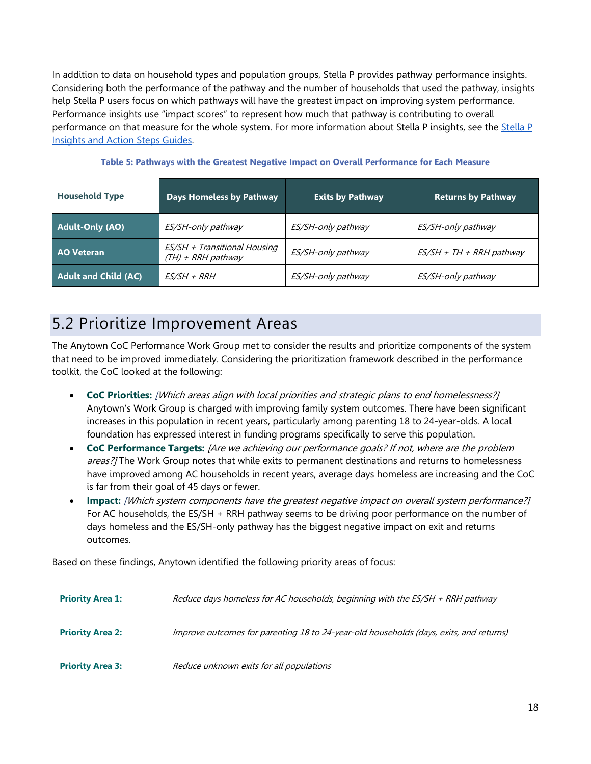In addition to data on household types and population groups, Stella P provides pathway performance insights. Considering both the performance of the pathway and the number of households that used the pathway, insights help Stella P users focus on which pathways will have the greatest impact on improving system performance. Performance insights use "impact scores" to represent how much that pathway is contributing to overall performance on that measure for the whole system. For more information about Stella P insights, see the Stella P Insights and Action Steps Guides.

**Table 5: Pathways with the Greatest Negative Impact on Overall Performance for Each Measure**

| Household Type | Days Homeless by Pathway | Exits by Pathway | Returns by Pathway |
|---|---|---|---|
| **Adult-Only (AO)** | *ES/SH-only pathway* | *ES/SH-only pathway* | *ES/SH-only pathway* |
| **AO Veteran** | *ES/SH + Transitional Housing (TH) + RRH pathway* | *ES/SH-only pathway* | *ES/SH + TH + RRH pathway* |
| **Adult and Child (AC)** | *ES/SH + RRH* | *ES/SH-only pathway* | *ES/SH-only pathway* |

## 5.2 Prioritize Improvement Areas

The Anytown CoC Performance Work Group met to consider the results and prioritize components of the system that need to be improved immediately. Considering the prioritization framework described in the performance toolkit, the CoC looked at the following:

- **CoC Priorities:** *[Which areas align with local priorities and strategic plans to end homelessness?]* Anytown's Work Group is charged with improving family system outcomes. There have been significant increases in this population in recent years, particularly among parenting 18 to 24-year-olds. A local foundation has expressed interest in funding programs specifically to serve this population.
- **CoC Performance Targets:** *[Are we achieving our performance goals? If not, where are the problem areas?]* The Work Group notes that while exits to permanent destinations and returns to homelessness have improved among AC households in recent years, average days homeless are increasing and the CoC is far from their goal of 45 days or fewer.
- **Impact:** *[Which system components have the greatest negative impact on overall system performance?]* For AC households, the ES/SH + RRH pathway seems to be driving poor performance on the number of days homeless and the ES/SH-only pathway has the biggest negative impact on exit and returns outcomes.

Based on these findings, Anytown identified the following priority areas of focus:

| | |
|---|---|
| **Priority Area 1:** | *Reduce days homeless for AC households, beginning with the ES/SH + RRH pathway* |
| **Priority Area 2:** | *Improve outcomes for parenting 18 to 24-year-old households (days, exits, and returns)* |
| **Priority Area 3:** | *Reduce unknown exits for all populations* |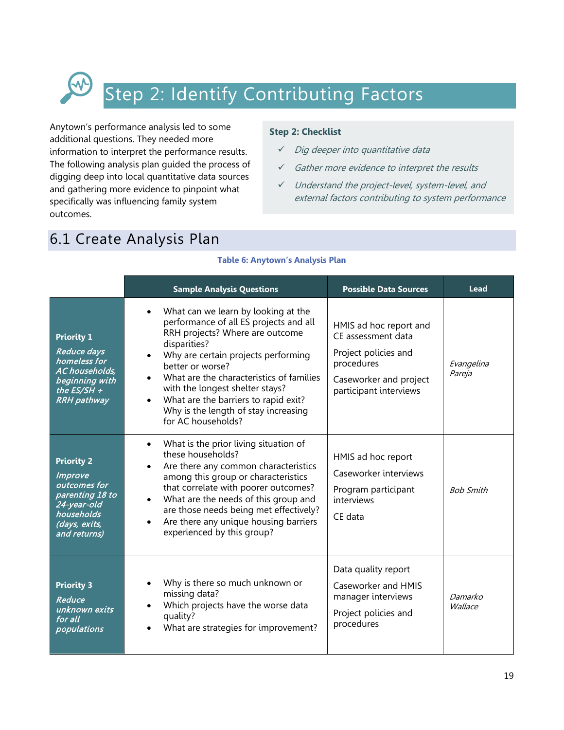# Step 2: Identify Contributing Factors

Anytown's performance analysis led to some additional questions. They needed more information to interpret the performance results. The following analysis plan guided the process of digging deep into local quantitative data sources and gathering more evidence to pinpoint what specifically was influencing family system outcomes.

**Step 2: Checklist**

- ✓ *Dig deeper into quantitative data*
- ✓ *Gather more evidence to interpret the results*
- ✓ *Understand the project-level, system-level, and external factors contributing to system performance*

## 6.1 Create Analysis Plan

**Table 6: Anytown's Analysis Plan**

| | Sample Analysis Questions | Possible Data Sources | Lead |
|---|---|---|---|
| **Priority 1** ***Reduce days homeless for AC households, beginning with the ES/SH + RRH pathway*** | • What can we learn by looking at the performance of all ES projects and all RRH projects? Where are outcome disparities? <br>• Why are certain projects performing better or worse? <br>• What are the characteristics of families with the longest shelter stays? <br>• What are the barriers to rapid exit? Why is the length of stay increasing for AC households? | HMIS ad hoc report and CE assessment data <br>Project policies and procedures <br>Caseworker and project participant interviews | *Evangelina Pareja* |
| **Priority 2** ***Improve outcomes for parenting 18 to 24-year-old households (days, exits, and returns)*** | • What is the prior living situation of these households? <br>• Are there any common characteristics among this group or characteristics that correlate with poorer outcomes? <br>• What are the needs of this group and are those needs being met effectively? <br>• Are there any unique housing barriers experienced by this group? | HMIS ad hoc report <br>Caseworker interviews <br>Program participant interviews <br>CE data | *Bob Smith* |
| **Priority 3** ***Reduce unknown exits for all populations*** | • Why is there so much unknown or missing data? <br>• Which projects have the worse data quality? <br>• What are strategies for improvement? | Data quality report <br>Caseworker and HMIS manager interviews <br>Project policies and procedures | *Damarko Wallace* |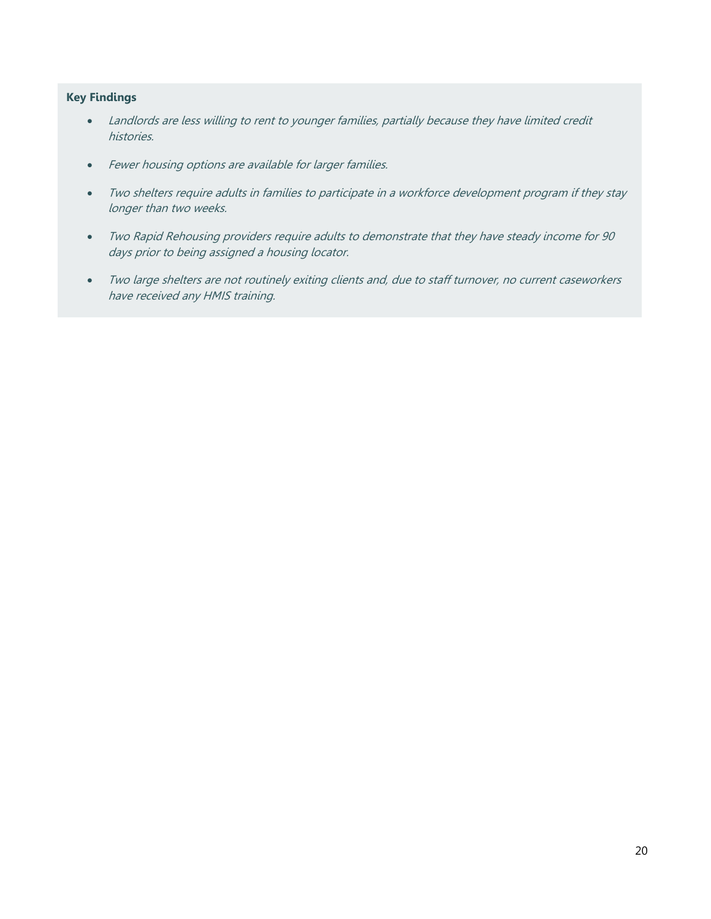**Key Findings**

- *Landlords are less willing to rent to younger families, partially because they have limited credit histories.*
- *Fewer housing options are available for larger families.*
- *Two shelters require adults in families to participate in a workforce development program if they stay longer than two weeks.*
- *Two Rapid Rehousing providers require adults to demonstrate that they have steady income for 90 days prior to being assigned a housing locator.*
- *Two large shelters are not routinely exiting clients and, due to staff turnover, no current caseworkers have received any HMIS training.*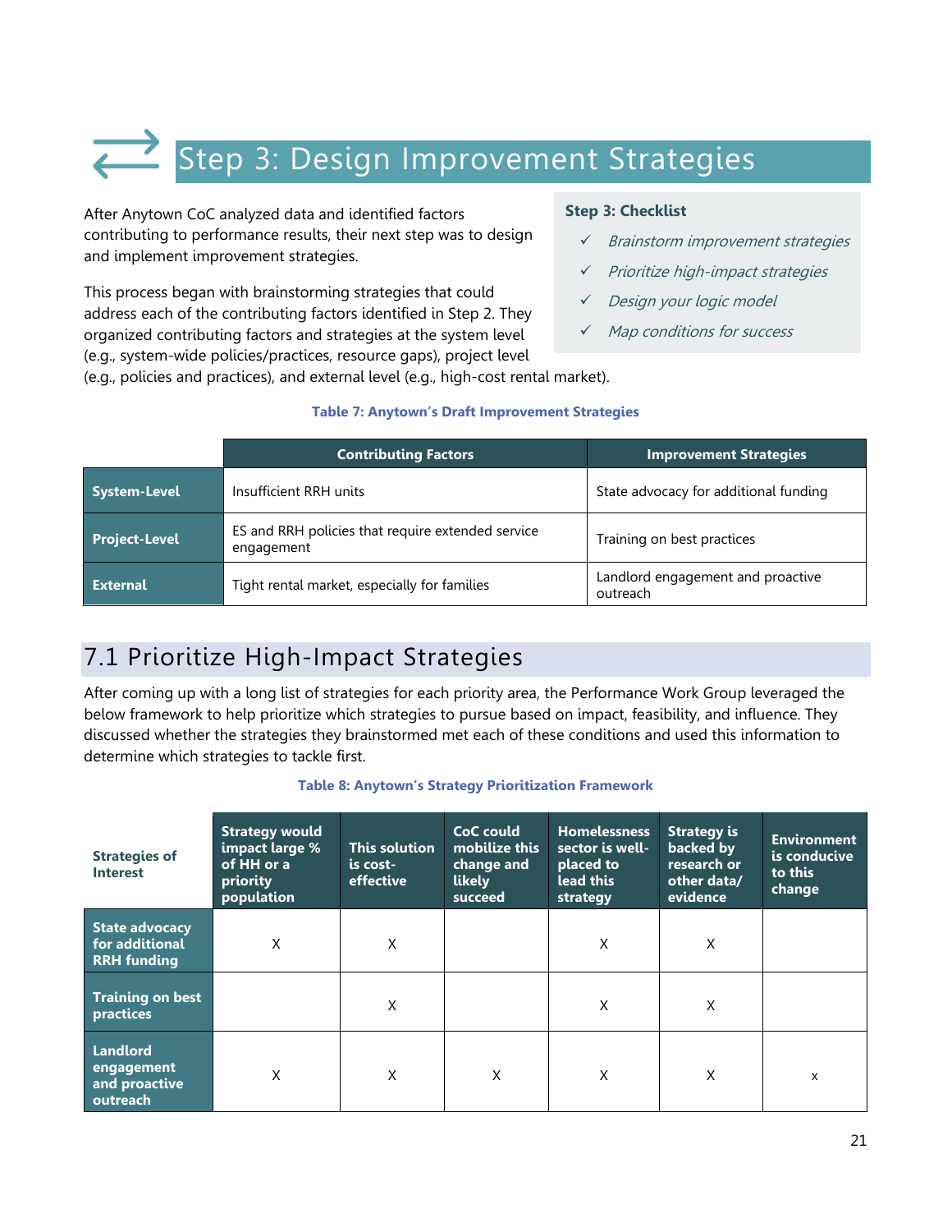# Step 3: Design Improvement Strategies

**Step 3: Checklist**

- ✓ *Brainstorm improvement strategies*
- ✓ *Prioritize high-impact strategies*
- ✓ *Design your logic model*
- ✓ *Map conditions for success*

After Anytown CoC analyzed data and identified factors contributing to performance results, their next step was to design and implement improvement strategies.

This process began with brainstorming strategies that could address each of the contributing factors identified in Step 2. They organized contributing factors and strategies at the system level (e.g., system-wide policies/practices, resource gaps), project level (e.g., policies and practices), and external level (e.g., high-cost rental market).

**Table 7: Anytown's Draft Improvement Strategies**

| | Contributing Factors | Improvement Strategies |
|---|---|---|
| **System-Level** | Insufficient RRH units | State advocacy for additional funding |
| **Project-Level** | ES and RRH policies that require extended service engagement | Training on best practices |
| **External** | Tight rental market, especially for families | Landlord engagement and proactive outreach |

## 7.1 Prioritize High-Impact Strategies

After coming up with a long list of strategies for each priority area, the Performance Work Group leveraged the below framework to help prioritize which strategies to pursue based on impact, feasibility, and influence. They discussed whether the strategies they brainstormed met each of these conditions and used this information to determine which strategies to tackle first.

**Table 8: Anytown's Strategy Prioritization Framework**

| Strategies of Interest | Strategy would impact large % of HH or a priority population | This solution is cost-effective | CoC could mobilize this change and likely succeed | Homelessness sector is well-placed to lead this strategy | Strategy is backed by research or other data/ evidence | Environment is conducive to this change |
|---|---|---|---|---|---|---|
| **State advocacy for additional RRH funding** | X | X | | X | X | |
| **Training on best practices** | | X | | X | X | |
| **Landlord engagement and proactive outreach** | X | X | X | X | X | x |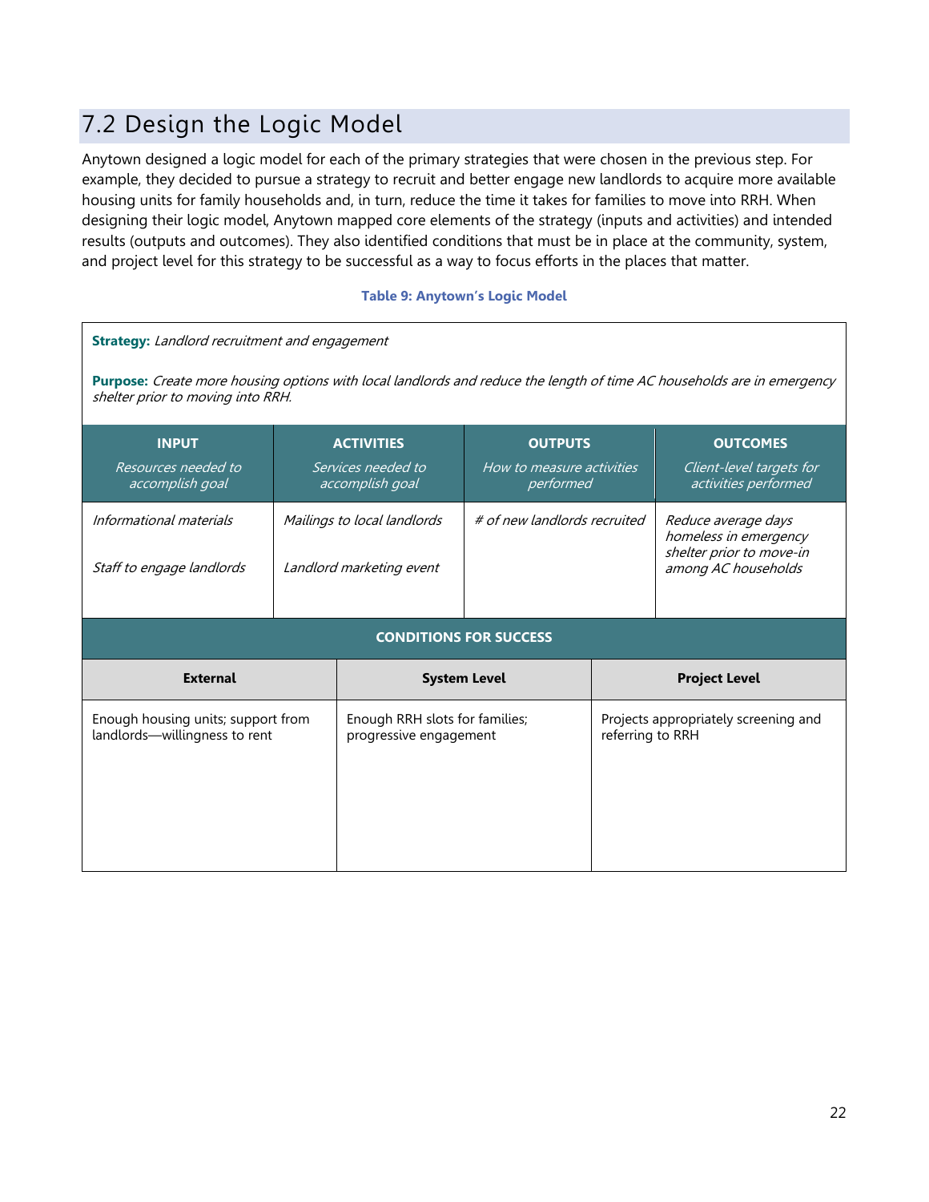## 7.2 Design the Logic Model

Anytown designed a logic model for each of the primary strategies that were chosen in the previous step. For example, they decided to pursue a strategy to recruit and better engage new landlords to acquire more available housing units for family households and, in turn, reduce the time it takes for families to move into RRH. When designing their logic model, Anytown mapped core elements of the strategy (inputs and activities) and intended results (outputs and outcomes). They also identified conditions that must be in place at the community, system, and project level for this strategy to be successful as a way to focus efforts in the places that matter.

**Table 9: Anytown's Logic Model**

**Strategy:** *Landlord recruitment and engagement*

**Purpose:** *Create more housing options with local landlords and reduce the length of time AC households are in emergency shelter prior to moving into RRH.*

| INPUT<br>*Resources needed to accomplish goal* | ACTIVITIES<br>*Services needed to accomplish goal* | OUTPUTS<br>*How to measure activities performed* | OUTCOMES<br>*Client-level targets for activities performed* |
|---|---|---|---|
| *Informational materials*<br><br>*Staff to engage landlords* | *Mailings to local landlords*<br><br>*Landlord marketing event* | *# of new landlords recruited* | *Reduce average days homeless in emergency shelter prior to move-in among AC households* |

**CONDITIONS FOR SUCCESS**

| External | System Level | Project Level |
|---|---|---|
| Enough housing units; support from landlords—willingness to rent | Enough RRH slots for families; progressive engagement | Projects appropriately screening and referring to RRH |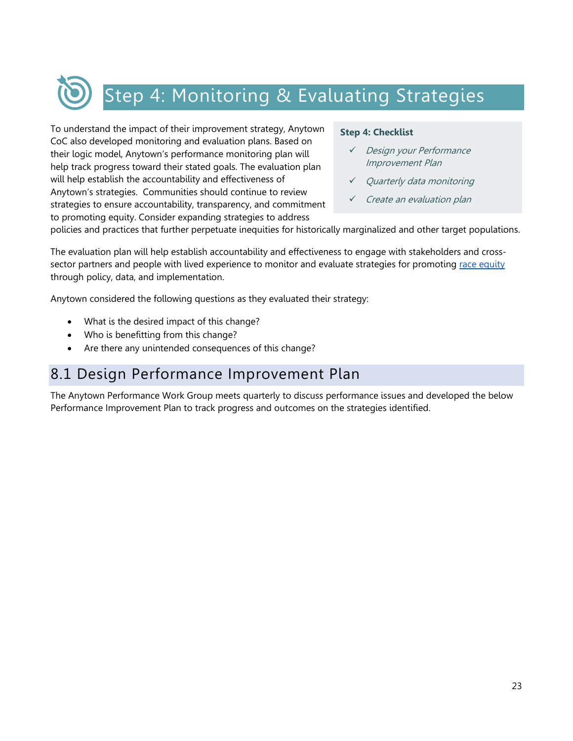# Step 4: Monitoring & Evaluating Strategies

**Step 4: Checklist**

- ✓ *Design your Performance Improvement Plan*
- ✓ *Quarterly data monitoring*
- ✓ *Create an evaluation plan*

To understand the impact of their improvement strategy, Anytown CoC also developed monitoring and evaluation plans. Based on their logic model, Anytown's performance monitoring plan will help track progress toward their stated goals. The evaluation plan will help establish the accountability and effectiveness of Anytown's strategies. Communities should continue to review strategies to ensure accountability, transparency, and commitment to promoting equity. Consider expanding strategies to address policies and practices that further perpetuate inequities for historically marginalized and other target populations.

The evaluation plan will help establish accountability and effectiveness to engage with stakeholders and cross-sector partners and people with lived experience to monitor and evaluate strategies for promoting race equity through policy, data, and implementation.

Anytown considered the following questions as they evaluated their strategy:

- What is the desired impact of this change?
- Who is benefitting from this change?
- Are there any unintended consequences of this change?

## 8.1 Design Performance Improvement Plan

The Anytown Performance Work Group meets quarterly to discuss performance issues and developed the below Performance Improvement Plan to track progress and outcomes on the strategies identified.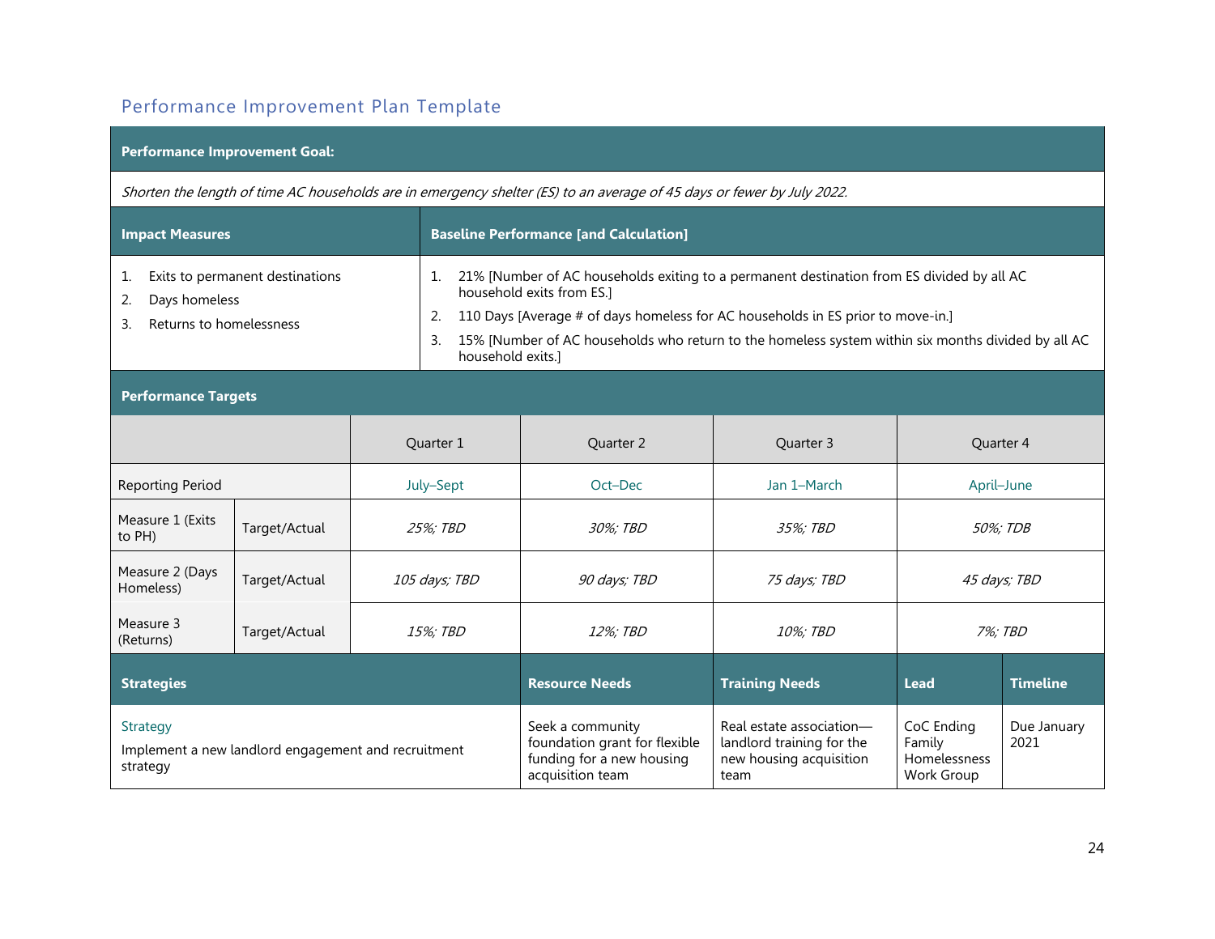## Performance Improvement Plan Template

| **Performance Improvement Goal:** |
|---|
| *Shorten the length of time AC households are in emergency shelter (ES) to an average of 45 days or fewer by July 2022.* |

| **Impact Measures** | **Baseline Performance [and Calculation]** |
|---|---|
| 1. Exits to permanent destinations<br>2. Days homeless<br>3. Returns to homelessness | 1. 21% [Number of AC households exiting to a permanent destination from ES divided by all AC household exits from ES.]<br>2. 110 Days [Average # of days homeless for AC households in ES prior to move-in.]<br>3. 15% [Number of AC households who return to the homeless system within six months divided by all AC household exits.] |

**Performance Targets**

| | | Quarter 1 | Quarter 2 | Quarter 3 | Quarter 4 |
|---|---|---|---|---|---|
| Reporting Period | | July–Sept | Oct–Dec | Jan 1–March | April–June |
| Measure 1 (Exits to PH) | Target/Actual | *25%; TBD* | *30%; TBD* | *35%; TBD* | *50%; TDB* |
| Measure 2 (Days Homeless) | Target/Actual | *105 days; TBD* | *90 days; TBD* | *75 days; TBD* | *45 days; TBD* |
| Measure 3 (Returns) | Target/Actual | *15%; TBD* | *12%; TBD* | *10%; TBD* | *7%; TBD* |

| **Strategies** | **Resource Needs** | **Training Needs** | **Lead** | **Timeline** |
|---|---|---|---|---|
| Strategy<br>Implement a new landlord engagement and recruitment strategy | Seek a community foundation grant for flexible funding for a new housing acquisition team | Real estate association—landlord training for the new housing acquisition team | CoC Ending Family Homelessness Work Group | Due January 2021 |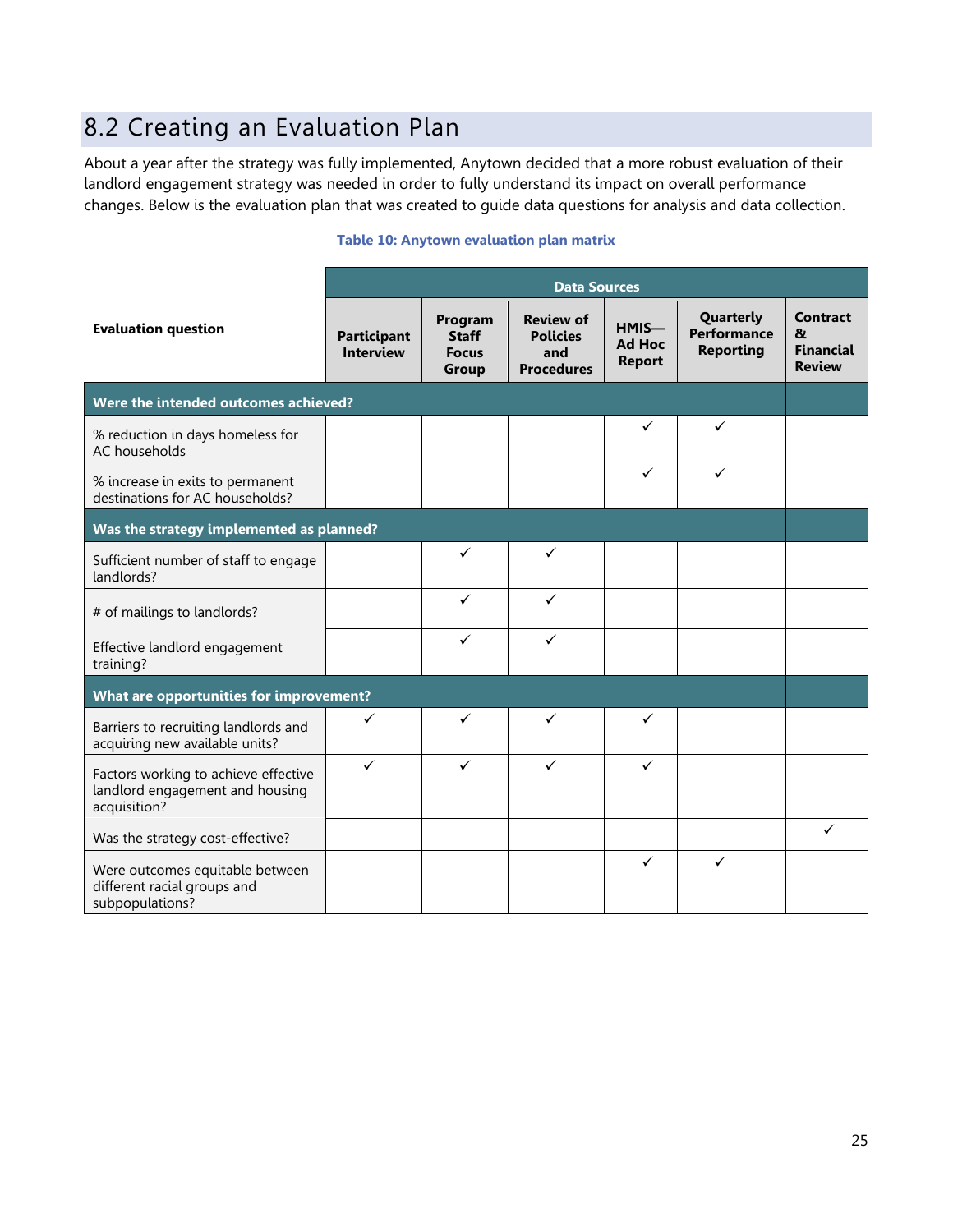## 8.2 Creating an Evaluation Plan

About a year after the strategy was fully implemented, Anytown decided that a more robust evaluation of their landlord engagement strategy was needed in order to fully understand its impact on overall performance changes. Below is the evaluation plan that was created to guide data questions for analysis and data collection.

**Table 10: Anytown evaluation plan matrix**

| Evaluation question | Data Sources | | | | | |
|---|---|---|---|---|---|---|
| | Participant Interview | Program Staff Focus Group | Review of Policies and Procedures | HMIS—Ad Hoc Report | Quarterly Performance Reporting | Contract & Financial Review |
| **Were the intended outcomes achieved?** | | | | | | |
| % reduction in days homeless for AC households | | | | ✓ | ✓ | |
| % increase in exits to permanent destinations for AC households? | | | | ✓ | ✓ | |
| **Was the strategy implemented as planned?** | | | | | | |
| Sufficient number of staff to engage landlords? | | ✓ | ✓ | | | |
| # of mailings to landlords? | | ✓ | ✓ | | | |
| Effective landlord engagement training? | | ✓ | ✓ | | | |
| **What are opportunities for improvement?** | | | | | | |
| Barriers to recruiting landlords and acquiring new available units? | ✓ | ✓ | ✓ | ✓ | | |
| Factors working to achieve effective landlord engagement and housing acquisition? | ✓ | ✓ | ✓ | ✓ | | |
| Was the strategy cost-effective? | | | | | | ✓ |
| Were outcomes equitable between different racial groups and subpopulations? | | | | ✓ | ✓ | |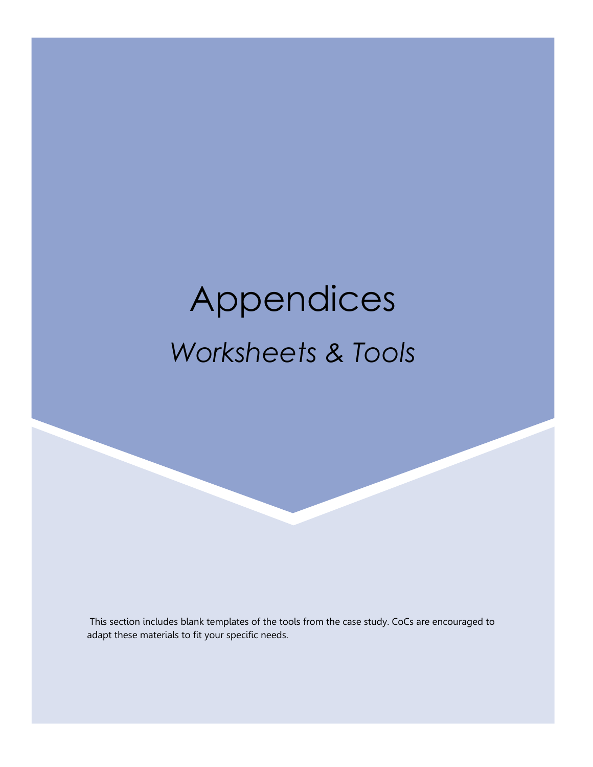# Appendices

## *Worksheets & Tools*

This section includes blank templates of the tools from the case study. CoCs are encouraged to adapt these materials to fit your specific needs.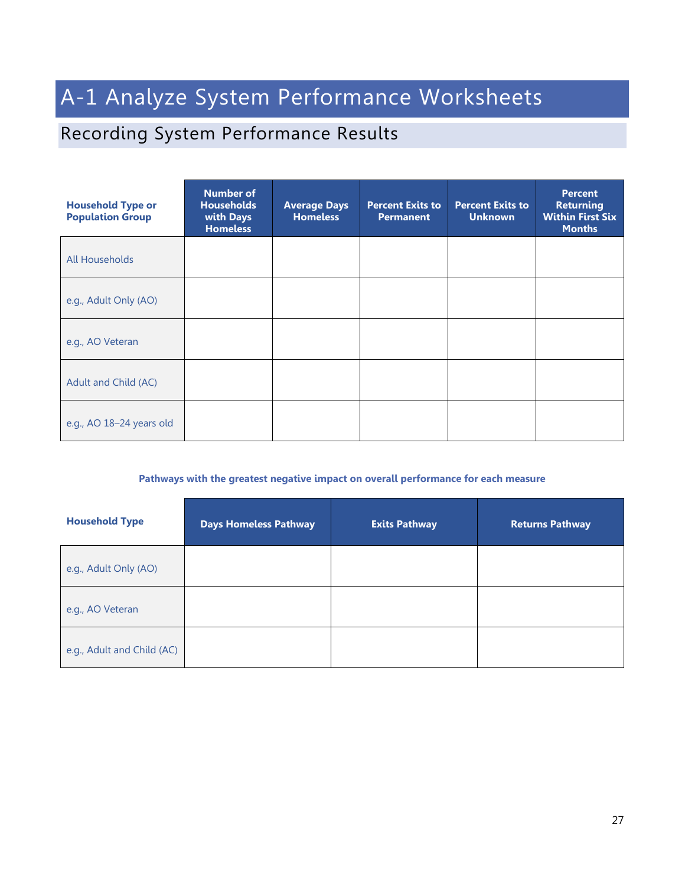# A-1 Analyze System Performance Worksheets

## Recording System Performance Results

| Household Type or Population Group | Number of Households with Days Homeless | Average Days Homeless | Percent Exits to Permanent | Percent Exits to Unknown | Percent Returning Within First Six Months |
|---|---|---|---|---|---|
| All Households | | | | | |
| e.g., Adult Only (AO) | | | | | |
| e.g., AO Veteran | | | | | |
| Adult and Child (AC) | | | | | |
| e.g., AO 18–24 years old | | | | | |

**Pathways with the greatest negative impact on overall performance for each measure**

| Household Type | Days Homeless Pathway | Exits Pathway | Returns Pathway |
|---|---|---|---|
| e.g., Adult Only (AO) | | | |
| e.g., AO Veteran | | | |
| e.g., Adult and Child (AC) | | | |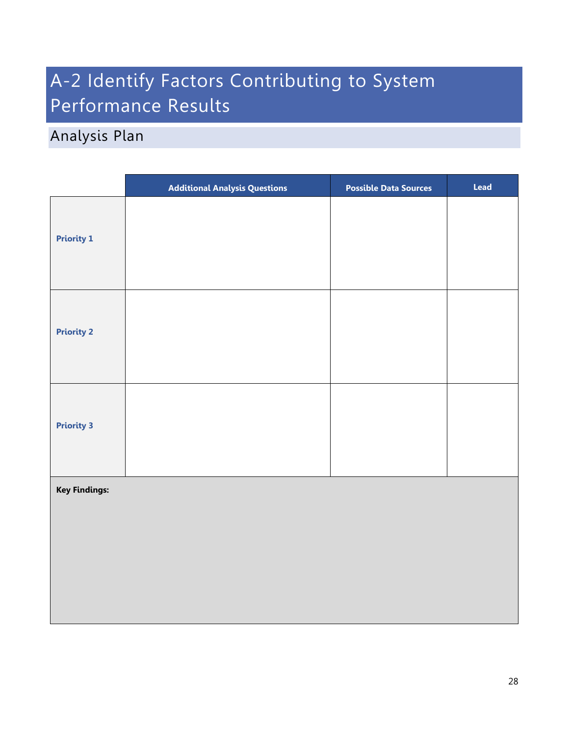# A-2 Identify Factors Contributing to System Performance Results

## Analysis Plan

| | Additional Analysis Questions | Possible Data Sources | Lead |
|---|---|---|---|
| **Priority 1** | | | |
| **Priority 2** | | | |
| **Priority 3** | | | |
| **Key Findings:** | | | |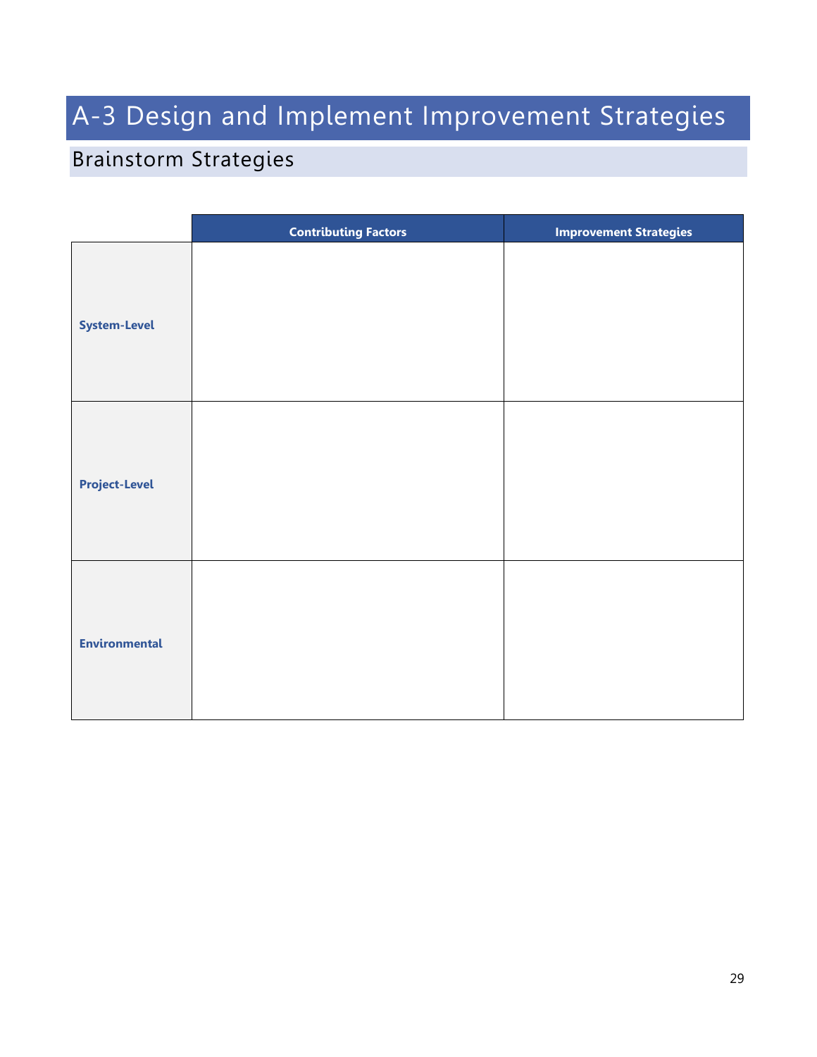# A-3 Design and Implement Improvement Strategies

## Brainstorm Strategies

| | Contributing Factors | Improvement Strategies |
|---|---|---|
| **System-Level** | | |
| **Project-Level** | | |
| **Environmental** | | |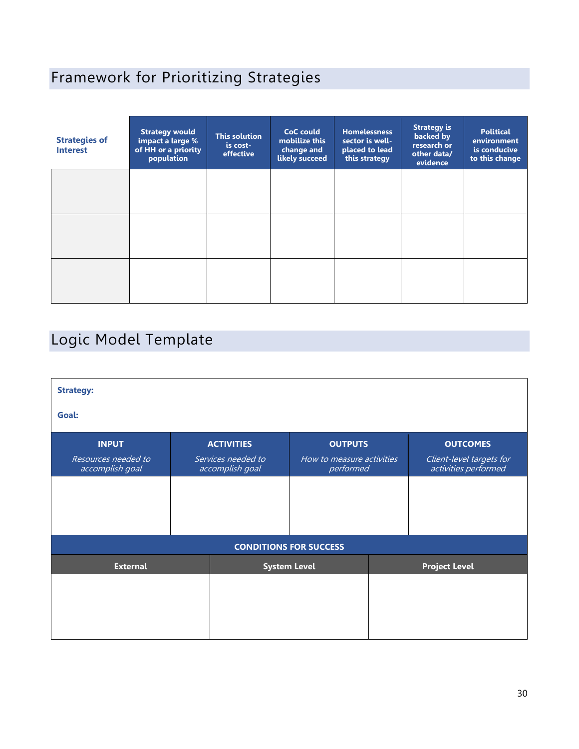## Framework for Prioritizing Strategies

| Strategies of Interest | Strategy would impact a large % of HH or a priority population | This solution is cost-effective | CoC could mobilize this change and likely succeed | Homelessness sector is well-placed to lead this strategy | Strategy is backed by research or other data/ evidence | Political environment is conducive to this change |
|---|---|---|---|---|---|---|
| | | | | | | |
| | | | | | | |
| | | | | | | |

## Logic Model Template

**Strategy:**

**Goal:**

| INPUT<br>*Resources needed to accomplish goal* | ACTIVITIES<br>*Services needed to accomplish goal* | OUTPUTS<br>*How to measure activities performed* | OUTCOMES<br>*Client-level targets for activities performed* |
|---|---|---|---|
| | | | |

**CONDITIONS FOR SUCCESS**

| External | System Level | Project Level |
|---|---|---|
| | | |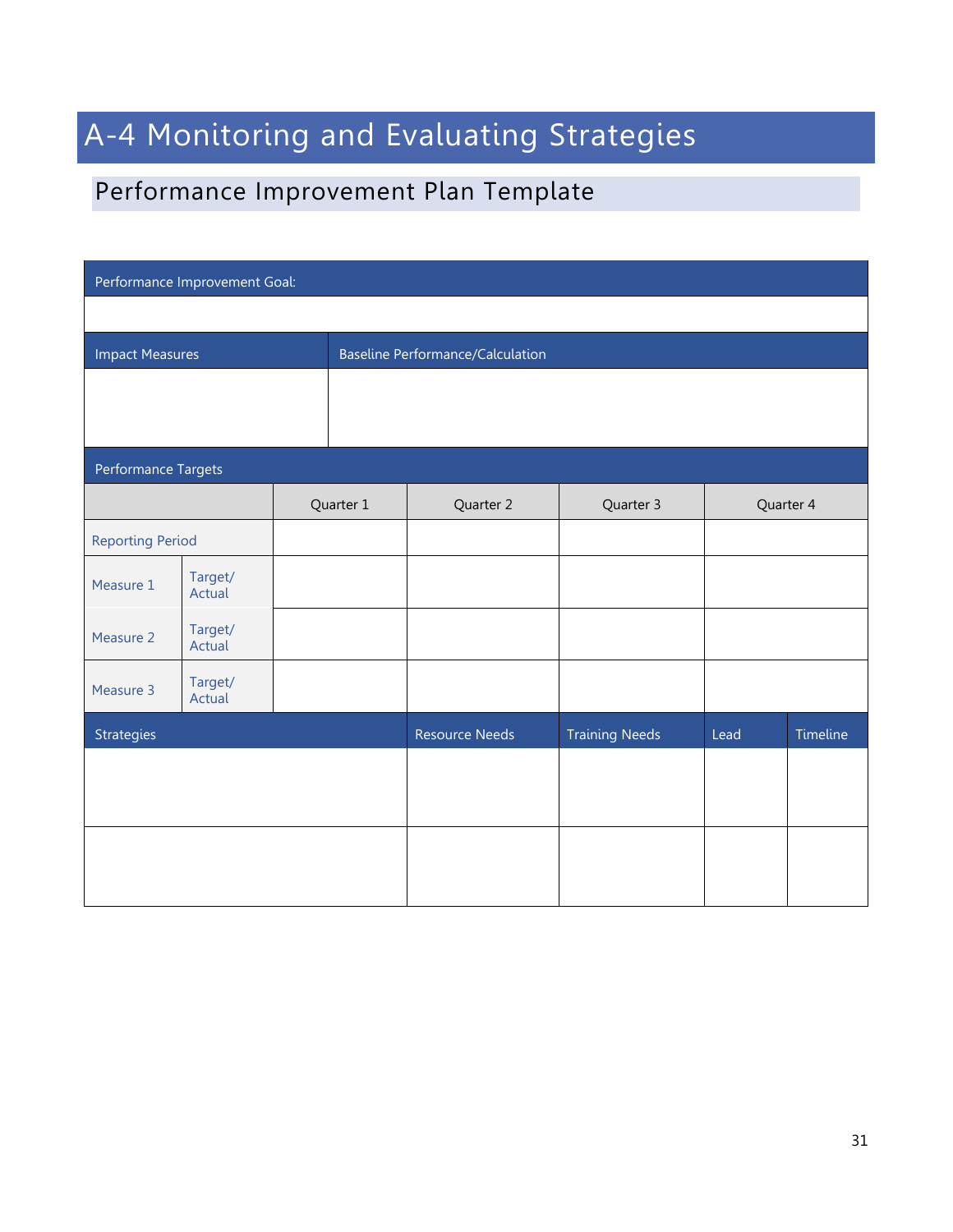# A-4 Monitoring and Evaluating Strategies

## Performance Improvement Plan Template

| Performance Improvement Goal: | | | | | | |
|---|---|---|---|---|---|---|
| | | | | | | |
| **Impact Measures** | | **Baseline Performance/Calculation** | | | | |
| | | | | | | |
| **Performance Targets** | | | | | | |
| | | Quarter 1 | Quarter 2 | Quarter 3 | Quarter 4 | |
| Reporting Period | | | | | | |
| Measure 1 | Target/ Actual | | | | | |
| Measure 2 | Target/ Actual | | | | | |
| Measure 3 | Target/ Actual | | | | | |
| **Strategies** | | | **Resource Needs** | **Training Needs** | **Lead** | **Timeline** |
| | | | | | | |
| | | | | | | |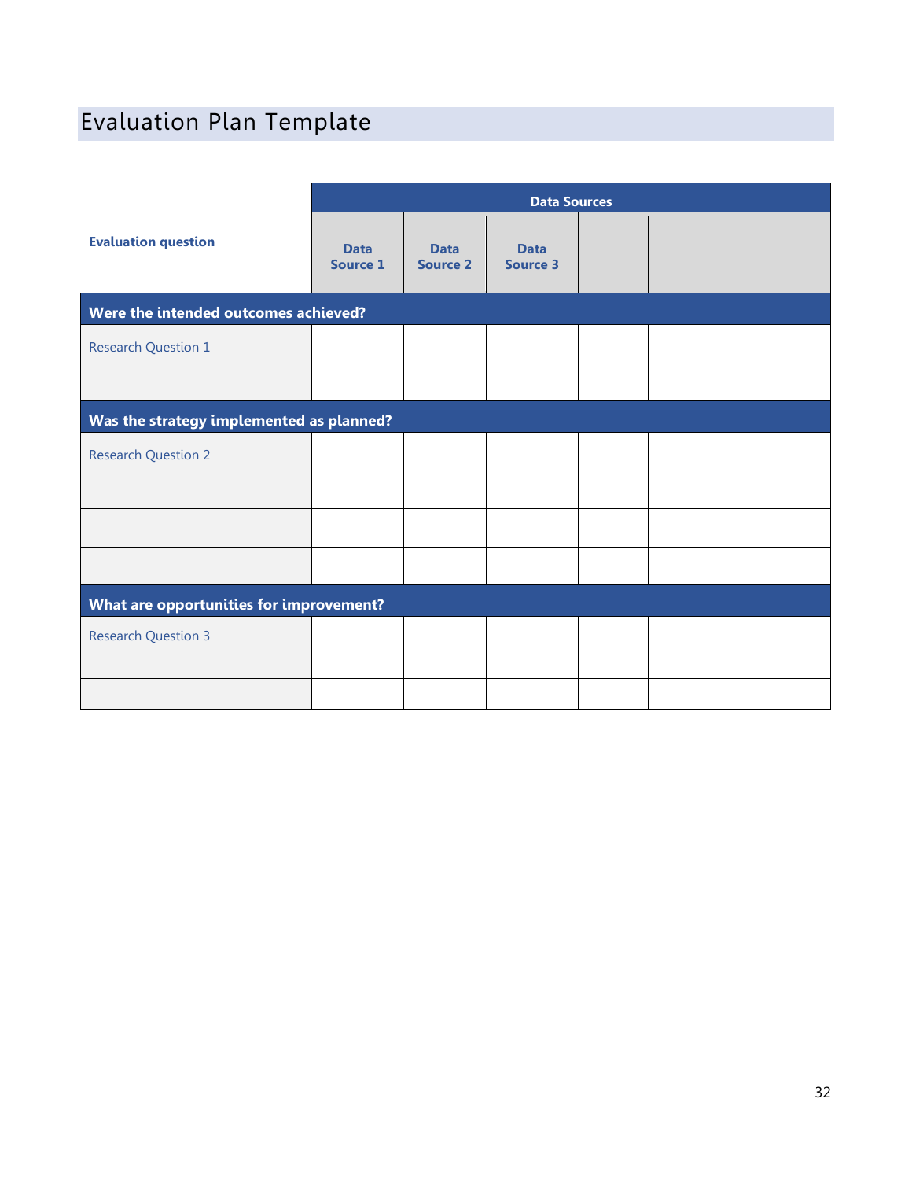# Evaluation Plan Template

| Evaluation question | Data Sources | | | | | |
|---|---|---|---|---|---|---|
| | Data Source 1 | Data Source 2 | Data Source 3 | | | |
| **Were the intended outcomes achieved?** | | | | | | |
| Research Question 1 | | | | | | |
| | | | | | | |
| **Was the strategy implemented as planned?** | | | | | | |
| Research Question 2 | | | | | | |
| | | | | | | |
| | | | | | | |
| | | | | | | |
| **What are opportunities for improvement?** | | | | | | |
| Research Question 3 | | | | | | |
| | | | | | | |
| | | | | | | |